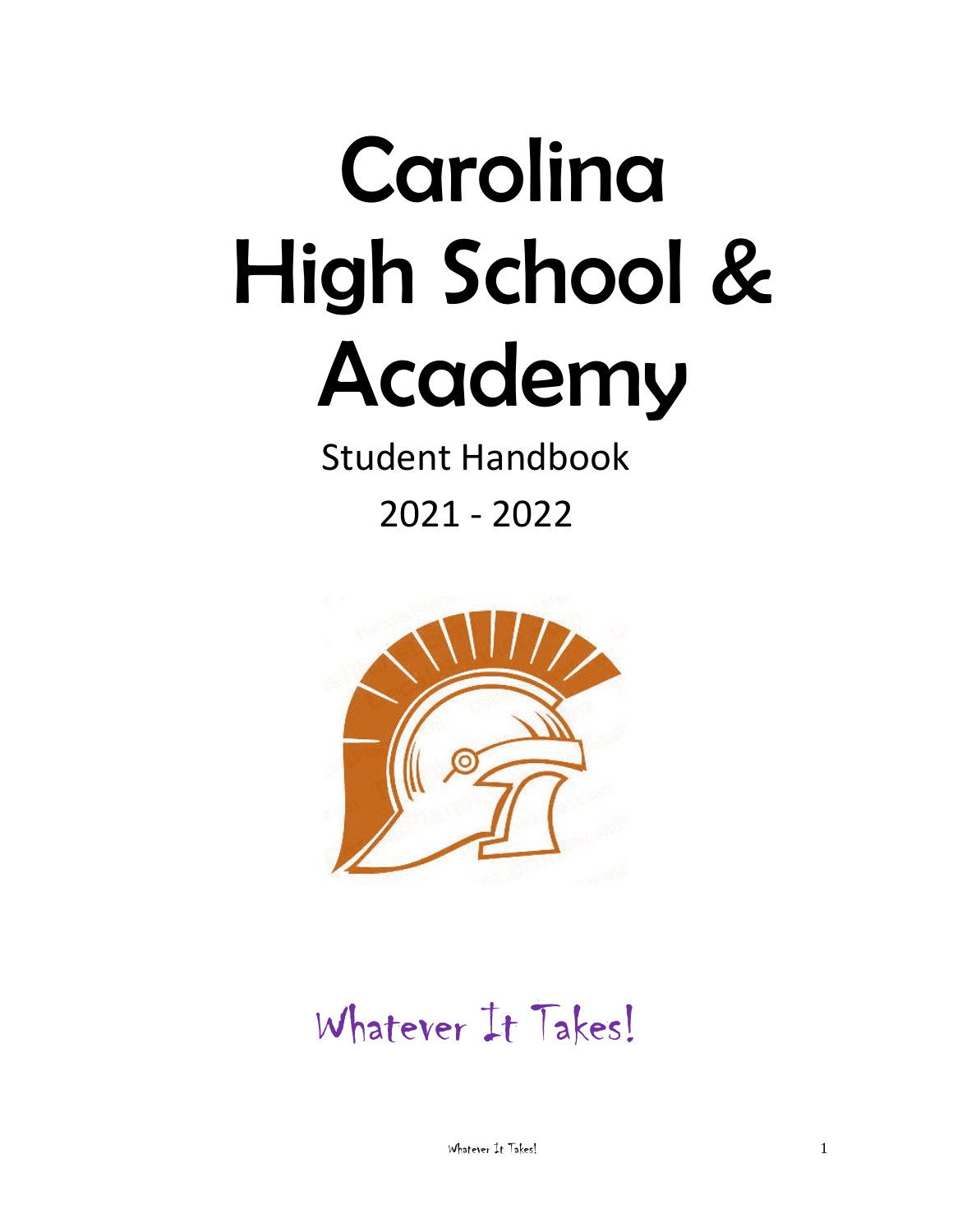# Carolina High School & Academy

Student Handbook

2021 - 2022

Whatever It Takes!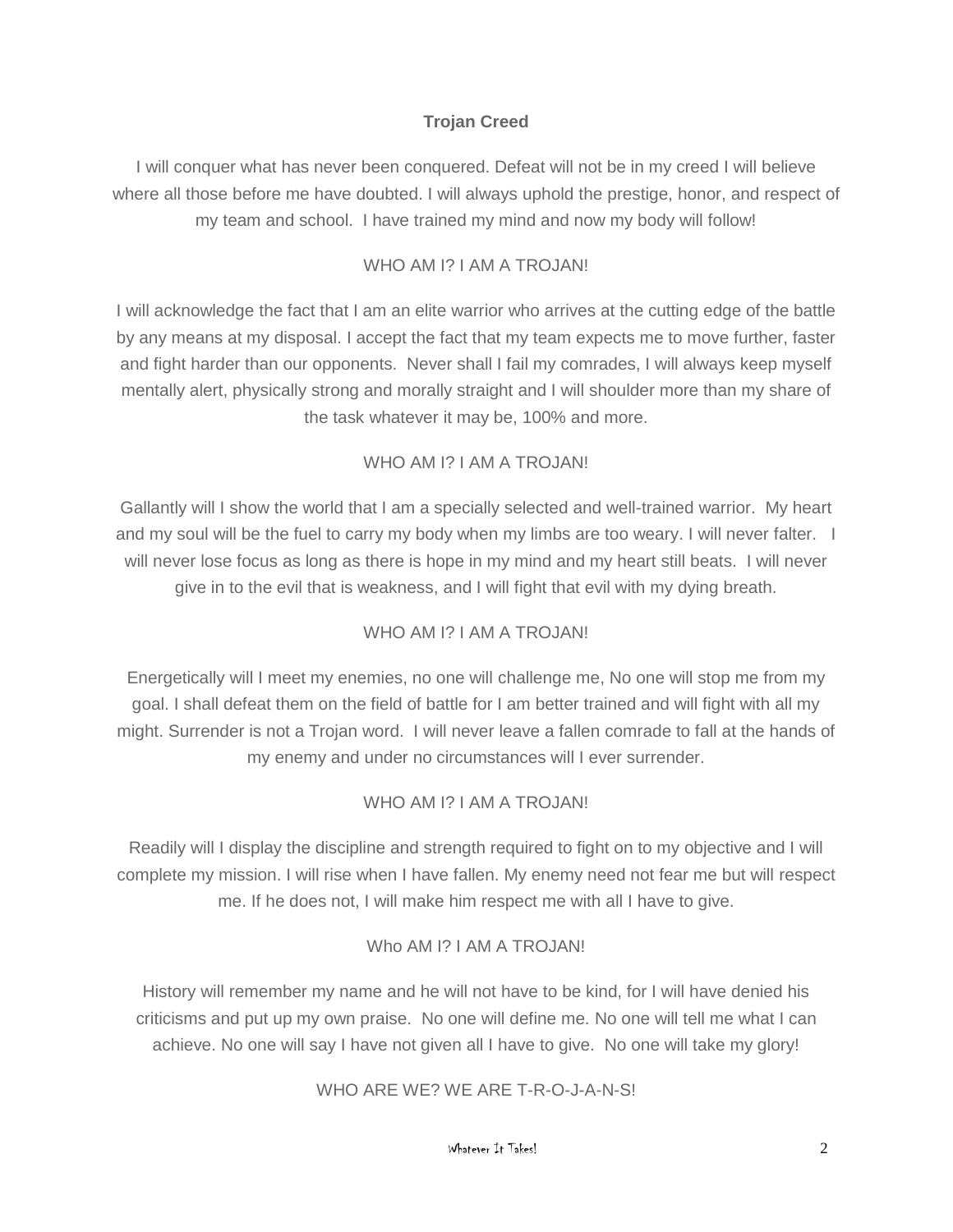**Trojan Creed**

I will conquer what has never been conquered. Defeat will not be in my creed I will believe where all those before me have doubted. I will always uphold the prestige, honor, and respect of my team and school. I have trained my mind and now my body will follow!

WHO AM I? I AM A TROJAN!

I will acknowledge the fact that I am an elite warrior who arrives at the cutting edge of the battle by any means at my disposal. I accept the fact that my team expects me to move further, faster and fight harder than our opponents. Never shall I fail my comrades, I will always keep myself mentally alert, physically strong and morally straight and I will shoulder more than my share of the task whatever it may be, 100% and more.

WHO AM I? I AM A TROJAN!

Gallantly will I show the world that I am a specially selected and well-trained warrior. My heart and my soul will be the fuel to carry my body when my limbs are too weary. I will never falter. I will never lose focus as long as there is hope in my mind and my heart still beats. I will never give in to the evil that is weakness, and I will fight that evil with my dying breath.

WHO AM I? I AM A TROJAN!

Energetically will I meet my enemies, no one will challenge me, No one will stop me from my goal. I shall defeat them on the field of battle for I am better trained and will fight with all my might. Surrender is not a Trojan word. I will never leave a fallen comrade to fall at the hands of my enemy and under no circumstances will I ever surrender.

WHO AM I? I AM A TROJAN!

Readily will I display the discipline and strength required to fight on to my objective and I will complete my mission. I will rise when I have fallen. My enemy need not fear me but will respect me. If he does not, I will make him respect me with all I have to give.

Who AM I? I AM A TROJAN!

History will remember my name and he will not have to be kind, for I will have denied his criticisms and put up my own praise. No one will define me. No one will tell me what I can achieve. No one will say I have not given all I have to give. No one will take my glory!

WHO ARE WE? WE ARE T-R-O-J-A-N-S!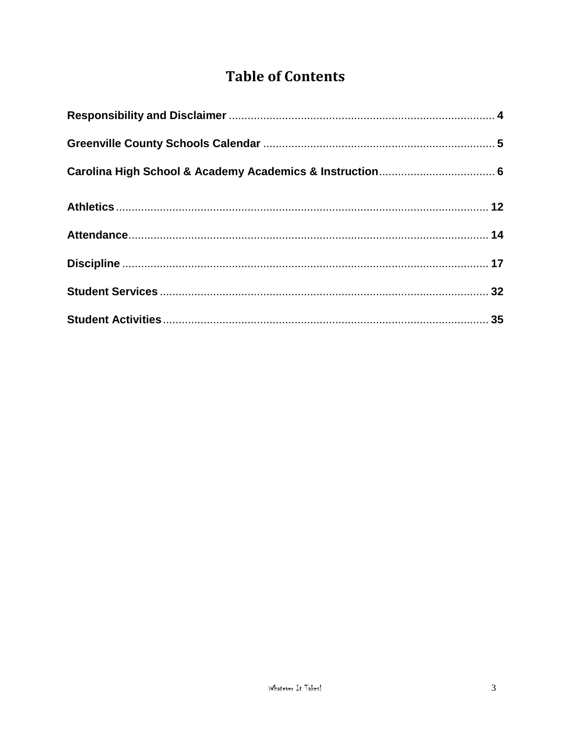# Table of Contents

**Responsibility and Disclaimer** .................................................... 4

**Greenville County Schools Calendar** .................................................... 5

**Carolina High School & Academy Academics & Instruction** .................................... 6

**Athletics** .................................................... 12

**Attendance** .................................................... 14

**Discipline** .................................................... 17

**Student Services** .................................................... 32

**Student Activities** .................................................... 35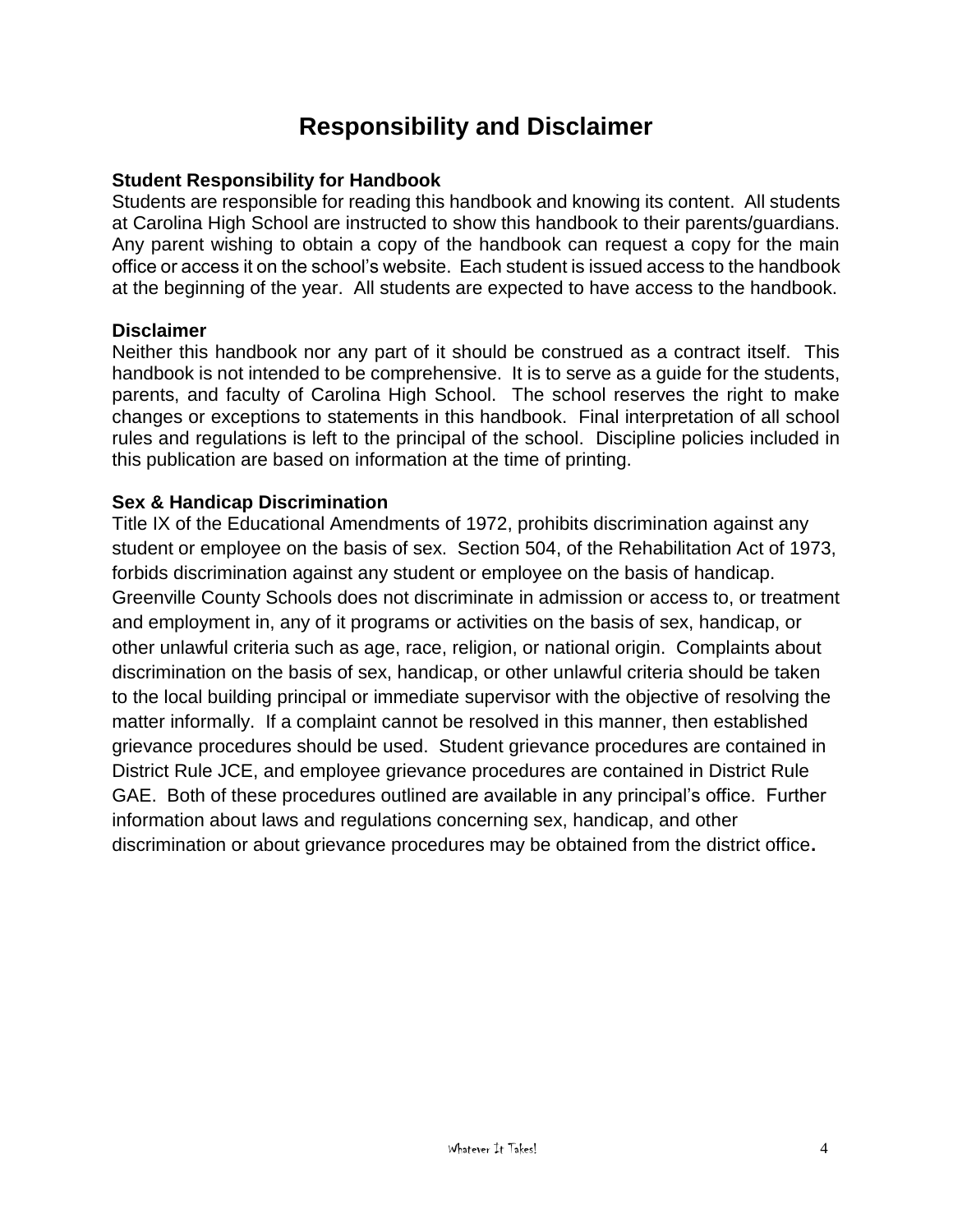# Responsibility and Disclaimer

**Student Responsibility for Handbook**

Students are responsible for reading this handbook and knowing its content. All students at Carolina High School are instructed to show this handbook to their parents/guardians. Any parent wishing to obtain a copy of the handbook can request a copy for the main office or access it on the school's website. Each student is issued access to the handbook at the beginning of the year. All students are expected to have access to the handbook.

**Disclaimer**

Neither this handbook nor any part of it should be construed as a contract itself. This handbook is not intended to be comprehensive. It is to serve as a guide for the students, parents, and faculty of Carolina High School. The school reserves the right to make changes or exceptions to statements in this handbook. Final interpretation of all school rules and regulations is left to the principal of the school. Discipline policies included in this publication are based on information at the time of printing.

**Sex & Handicap Discrimination**

Title IX of the Educational Amendments of 1972, prohibits discrimination against any student or employee on the basis of sex. Section 504, of the Rehabilitation Act of 1973, forbids discrimination against any student or employee on the basis of handicap. Greenville County Schools does not discriminate in admission or access to, or treatment and employment in, any of it programs or activities on the basis of sex, handicap, or other unlawful criteria such as age, race, religion, or national origin. Complaints about discrimination on the basis of sex, handicap, or other unlawful criteria should be taken to the local building principal or immediate supervisor with the objective of resolving the matter informally. If a complaint cannot be resolved in this manner, then established grievance procedures should be used. Student grievance procedures are contained in District Rule JCE, and employee grievance procedures are contained in District Rule GAE. Both of these procedures outlined are available in any principal's office. Further information about laws and regulations concerning sex, handicap, and other discrimination or about grievance procedures may be obtained from the district office.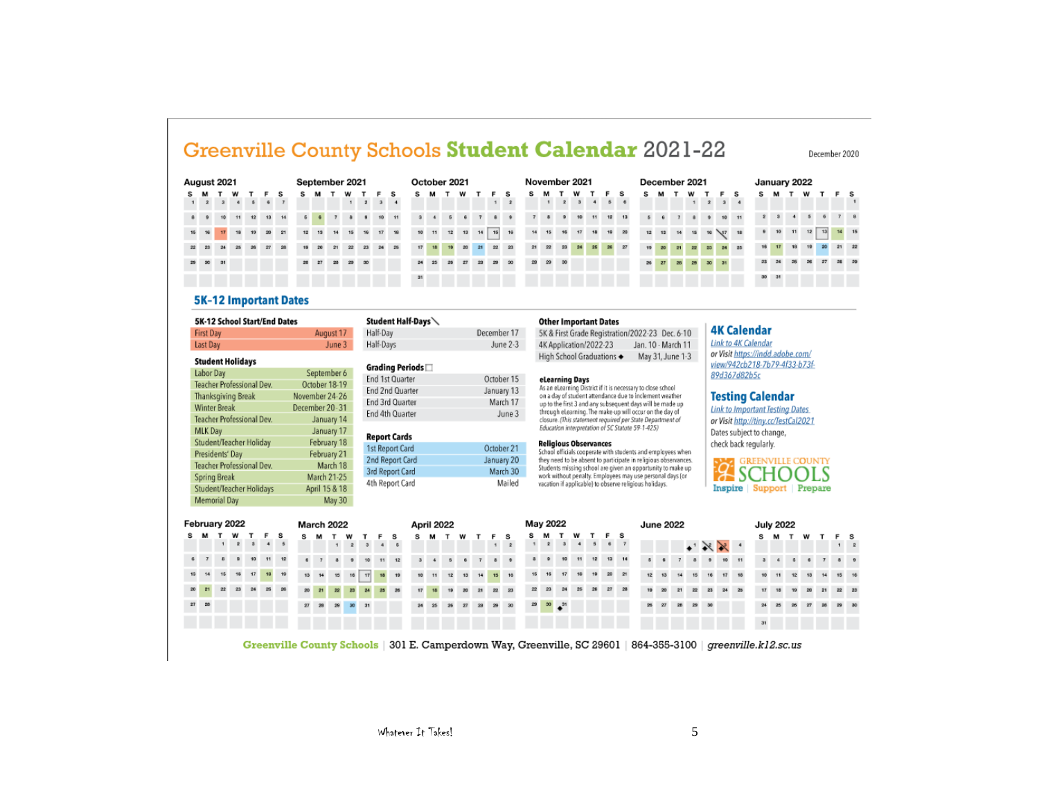# Greenville County Schools Student Calendar 2021-22

December 2020

## 5K-12 Important Dates

### 5K-12 School Start/End Dates

| | |
|---|---|
| First Day | August 17 |
| Last Day | June 3 |

### Student Holidays

| | |
|---|---|
| Labor Day | September 6 |
| Teacher Professional Dev. | October 18-19 |
| Thanksgiving Break | November 24-26 |
| Winter Break | December 20-31 |
| Teacher Professional Dev. | January 14 |
| MLK Day | January 17 |
| Student/Teacher Holiday | February 18 |
| Presidents' Day | February 21 |
| Teacher Professional Dev. | March 18 |
| Spring Break | March 21-25 |
| Student/Teacher Holidays | April 15 & 18 |
| Memorial Day | May 30 |

### Student Half-Days

| | |
|---|---|
| Half-Day | December 17 |
| Half-Days | June 2-3 |

### Grading Periods

| | |
|---|---|
| End 1st Quarter | October 15 |
| End 2nd Quarter | January 13 |
| End 3rd Quarter | March 17 |
| End 4th Quarter | June 3 |

### Report Cards

| | |
|---|---|
| 1st Report Card | October 21 |
| 2nd Report Card | January 20 |
| 3rd Report Card | March 30 |
| 4th Report Card | Mailed |

### Other Important Dates

| | |
|---|---|
| 5K & First Grade Registration/2022-23 | Dec. 6-10 |
| 4K Application/2022-23 | Jan. 10 - March 11 |
| High School Graduations ◆ | May 31, June 1-3 |

**eLearning Days**

As an eLearning District if it is necessary to close school on a day of student attendance due to inclement weather up to the first 3 and any subsequent days will be made up through eLearning. The make-up will occur on the day of closure. *(This statement required per State Department of Education interpretation of SC Statute 59-1-425)*

**Religious Observances**

School officials cooperate with students and employees when they need to be absent to participate in religious observances. Students missing school are given an opportunity to make up work without penalty. Employees may use personal days (or vacation if applicable) to observe religious holidays.

### 4K Calendar

Link to 4K Calendar
or Visit https://indd.adobe.com/view/942cb218-7b79-4f33-b73f-89d367d82b5c

### Testing Calendar

Link to Important Testing Dates
or Visit http://tiny.cc/TestCal2021
Dates subject to change, check back regularly.

Greenville County Schools — Inspire | Support | Prepare

Greenville County Schools | 301 E. Camperdown Way, Greenville, SC 29601 | 864-355-3100 | greenville.k12.sc.us

Whatever It Takes!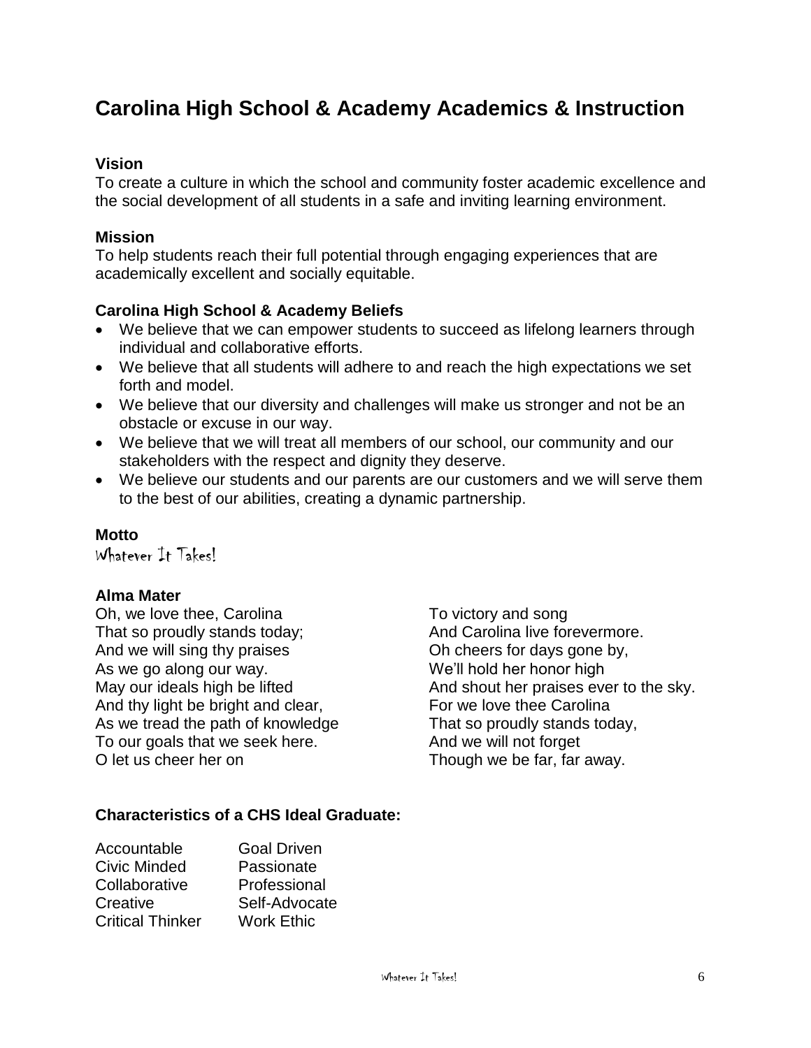# Carolina High School & Academy Academics & Instruction

### Vision

To create a culture in which the school and community foster academic excellence and the social development of all students in a safe and inviting learning environment.

### Mission

To help students reach their full potential through engaging experiences that are academically excellent and socially equitable.

### Carolina High School & Academy Beliefs

- We believe that we can empower students to succeed as lifelong learners through individual and collaborative efforts.
- We believe that all students will adhere to and reach the high expectations we set forth and model.
- We believe that our diversity and challenges will make us stronger and not be an obstacle or excuse in our way.
- We believe that we will treat all members of our school, our community and our stakeholders with the respect and dignity they deserve.
- We believe our students and our parents are our customers and we will serve them to the best of our abilities, creating a dynamic partnership.

### Motto

Whatever It Takes!

### Alma Mater

Oh, we love thee, Carolina
That so proudly stands today;
And we will sing thy praises
As we go along our way.
May our ideals high be lifted
And thy light be bright and clear,
As we tread the path of knowledge
To our goals that we seek here.
O let us cheer her on
To victory and song
And Carolina live forevermore.
Oh cheers for days gone by,
We'll hold her honor high
And shout her praises ever to the sky.
For we love thee Carolina
That so proudly stands today,
And we will not forget
Though we be far, far away.

### Characteristics of a CHS Ideal Graduate:

| | |
|---|---|
| Accountable | Goal Driven |
| Civic Minded | Passionate |
| Collaborative | Professional |
| Creative | Self-Advocate |
| Critical Thinker | Work Ethic |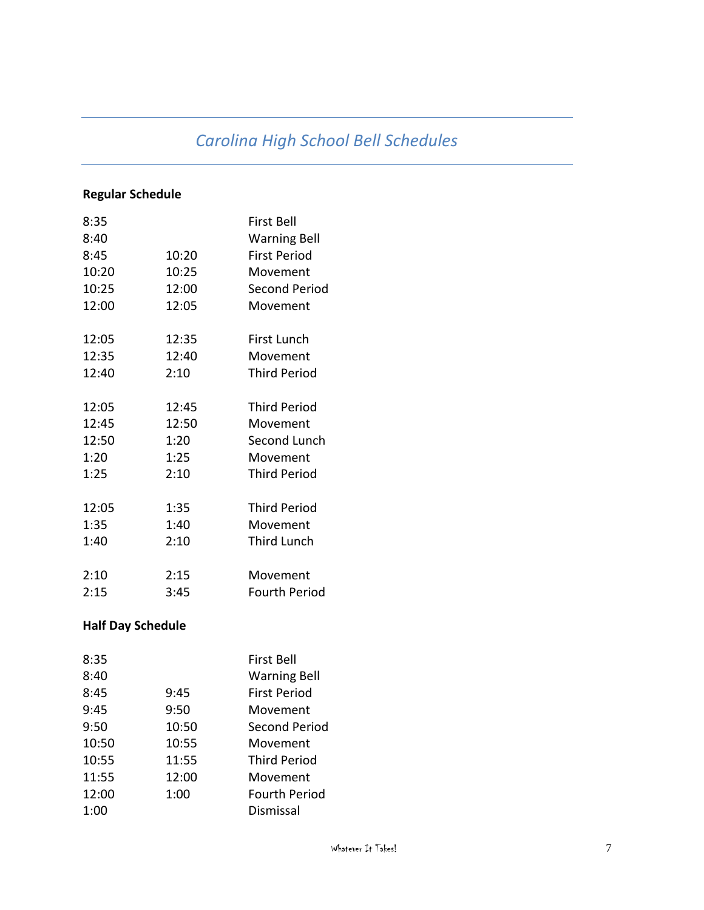# *Carolina High School Bell Schedules*

**Regular Schedule**

| | | |
|---|---|---|
| 8:35 | | First Bell |
| 8:40 | | Warning Bell |
| 8:45 | 10:20 | First Period |
| 10:20 | 10:25 | Movement |
| 10:25 | 12:00 | Second Period |
| 12:00 | 12:05 | Movement |
| | | |
| 12:05 | 12:35 | First Lunch |
| 12:35 | 12:40 | Movement |
| 12:40 | 2:10 | Third Period |
| | | |
| 12:05 | 12:45 | Third Period |
| 12:45 | 12:50 | Movement |
| 12:50 | 1:20 | Second Lunch |
| 1:20 | 1:25 | Movement |
| 1:25 | 2:10 | Third Period |
| | | |
| 12:05 | 1:35 | Third Period |
| 1:35 | 1:40 | Movement |
| 1:40 | 2:10 | Third Lunch |
| | | |
| 2:10 | 2:15 | Movement |
| 2:15 | 3:45 | Fourth Period |

**Half Day Schedule**

| | | |
|---|---|---|
| 8:35 | | First Bell |
| 8:40 | | Warning Bell |
| 8:45 | 9:45 | First Period |
| 9:45 | 9:50 | Movement |
| 9:50 | 10:50 | Second Period |
| 10:50 | 10:55 | Movement |
| 10:55 | 11:55 | Third Period |
| 11:55 | 12:00 | Movement |
| 12:00 | 1:00 | Fourth Period |
| 1:00 | | Dismissal |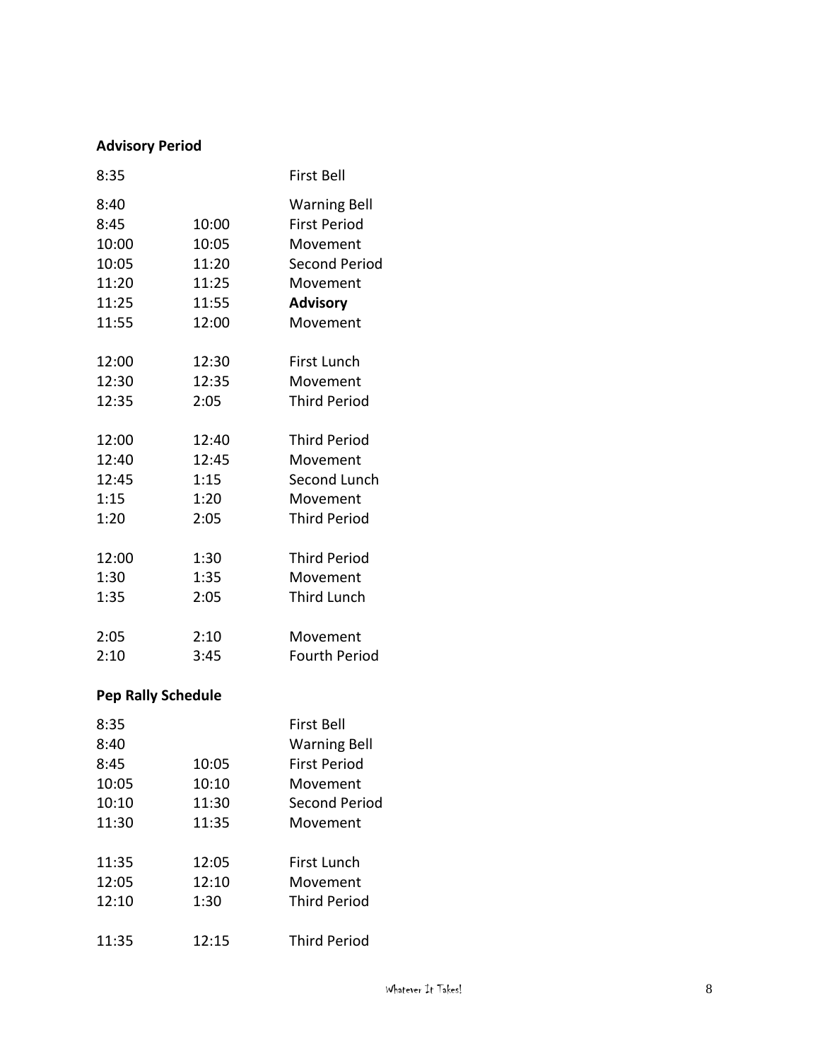**Advisory Period**

| | | |
|---|---|---|
| 8:35 | | First Bell |
| 8:40 | | Warning Bell |
| 8:45 | 10:00 | First Period |
| 10:00 | 10:05 | Movement |
| 10:05 | 11:20 | Second Period |
| 11:20 | 11:25 | Movement |
| 11:25 | 11:55 | **Advisory** |
| 11:55 | 12:00 | Movement |
| | | |
| 12:00 | 12:30 | First Lunch |
| 12:30 | 12:35 | Movement |
| 12:35 | 2:05 | Third Period |
| | | |
| 12:00 | 12:40 | Third Period |
| 12:40 | 12:45 | Movement |
| 12:45 | 1:15 | Second Lunch |
| 1:15 | 1:20 | Movement |
| 1:20 | 2:05 | Third Period |
| | | |
| 12:00 | 1:30 | Third Period |
| 1:30 | 1:35 | Movement |
| 1:35 | 2:05 | Third Lunch |
| | | |
| 2:05 | 2:10 | Movement |
| 2:10 | 3:45 | Fourth Period |

**Pep Rally Schedule**

| | | |
|---|---|---|
| 8:35 | | First Bell |
| 8:40 | | Warning Bell |
| 8:45 | 10:05 | First Period |
| 10:05 | 10:10 | Movement |
| 10:10 | 11:30 | Second Period |
| 11:30 | 11:35 | Movement |
| | | |
| 11:35 | 12:05 | First Lunch |
| 12:05 | 12:10 | Movement |
| 12:10 | 1:30 | Third Period |
| | | |
| 11:35 | 12:15 | Third Period |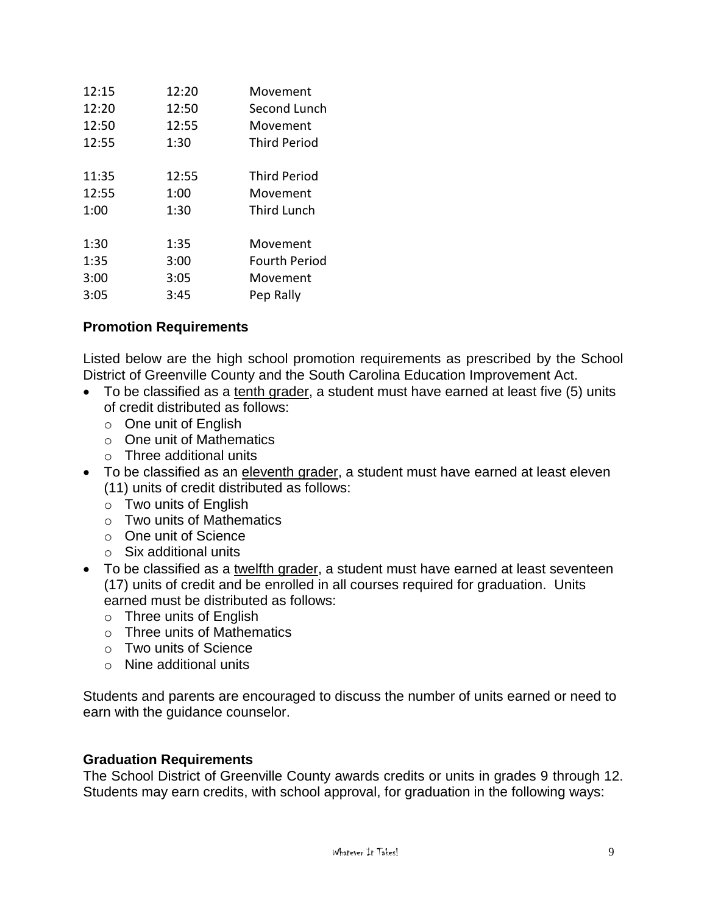| | | |
|---|---|---|
| 12:15 | 12:20 | Movement |
| 12:20 | 12:50 | Second Lunch |
| 12:50 | 12:55 | Movement |
| 12:55 | 1:30 | Third Period |
| | | |
| 11:35 | 12:55 | Third Period |
| 12:55 | 1:00 | Movement |
| 1:00 | 1:30 | Third Lunch |
| | | |
| 1:30 | 1:35 | Movement |
| 1:35 | 3:00 | Fourth Period |
| 3:00 | 3:05 | Movement |
| 3:05 | 3:45 | Pep Rally |

### Promotion Requirements

Listed below are the high school promotion requirements as prescribed by the School District of Greenville County and the South Carolina Education Improvement Act.

- To be classified as a tenth grader, a student must have earned at least five (5) units of credit distributed as follows:
  - One unit of English
  - One unit of Mathematics
  - Three additional units
- To be classified as an eleventh grader, a student must have earned at least eleven (11) units of credit distributed as follows:
  - Two units of English
  - Two units of Mathematics
  - One unit of Science
  - Six additional units
- To be classified as a twelfth grader, a student must have earned at least seventeen (17) units of credit and be enrolled in all courses required for graduation. Units earned must be distributed as follows:
  - Three units of English
  - Three units of Mathematics
  - Two units of Science
  - Nine additional units

Students and parents are encouraged to discuss the number of units earned or need to earn with the guidance counselor.

### Graduation Requirements

The School District of Greenville County awards credits or units in grades 9 through 12. Students may earn credits, with school approval, for graduation in the following ways: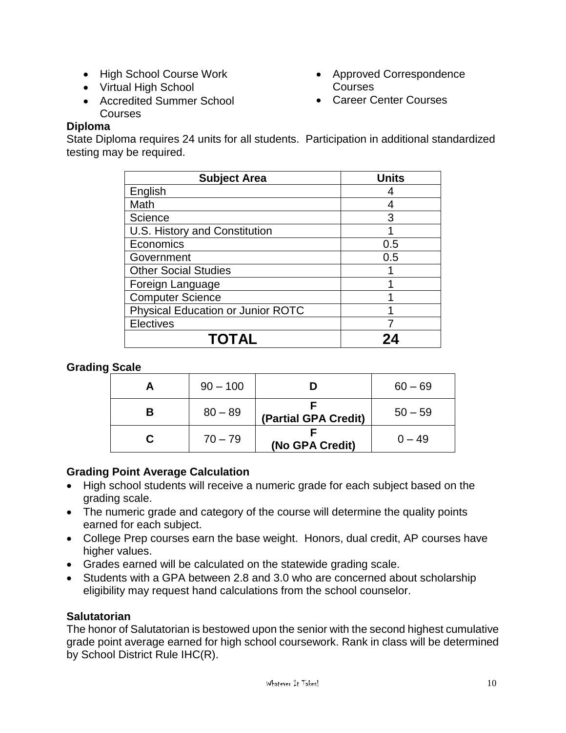- High School Course Work
- Virtual High School
- Accredited Summer School Courses
- Approved Correspondence Courses
- Career Center Courses

**Diploma**

State Diploma requires 24 units for all students. Participation in additional standardized testing may be required.

| Subject Area | Units |
|---|---|
| English | 4 |
| Math | 4 |
| Science | 3 |
| U.S. History and Constitution | 1 |
| Economics | 0.5 |
| Government | 0.5 |
| Other Social Studies | 1 |
| Foreign Language | 1 |
| Computer Science | 1 |
| Physical Education or Junior ROTC | 1 |
| Electives | 7 |
| **TOTAL** | **24** |

**Grading Scale**

| | | | |
|---|---|---|---|
| **A** | 90 – 100 | **D** | 60 – 69 |
| **B** | 80 – 89 | **F (Partial GPA Credit)** | 50 – 59 |
| **C** | 70 – 79 | **F (No GPA Credit)** | 0 – 49 |

**Grading Point Average Calculation**

- High school students will receive a numeric grade for each subject based on the grading scale.
- The numeric grade and category of the course will determine the quality points earned for each subject.
- College Prep courses earn the base weight. Honors, dual credit, AP courses have higher values.
- Grades earned will be calculated on the statewide grading scale.
- Students with a GPA between 2.8 and 3.0 who are concerned about scholarship eligibility may request hand calculations from the school counselor.

**Salutatorian**

The honor of Salutatorian is bestowed upon the senior with the second highest cumulative grade point average earned for high school coursework. Rank in class will be determined by School District Rule IHC(R).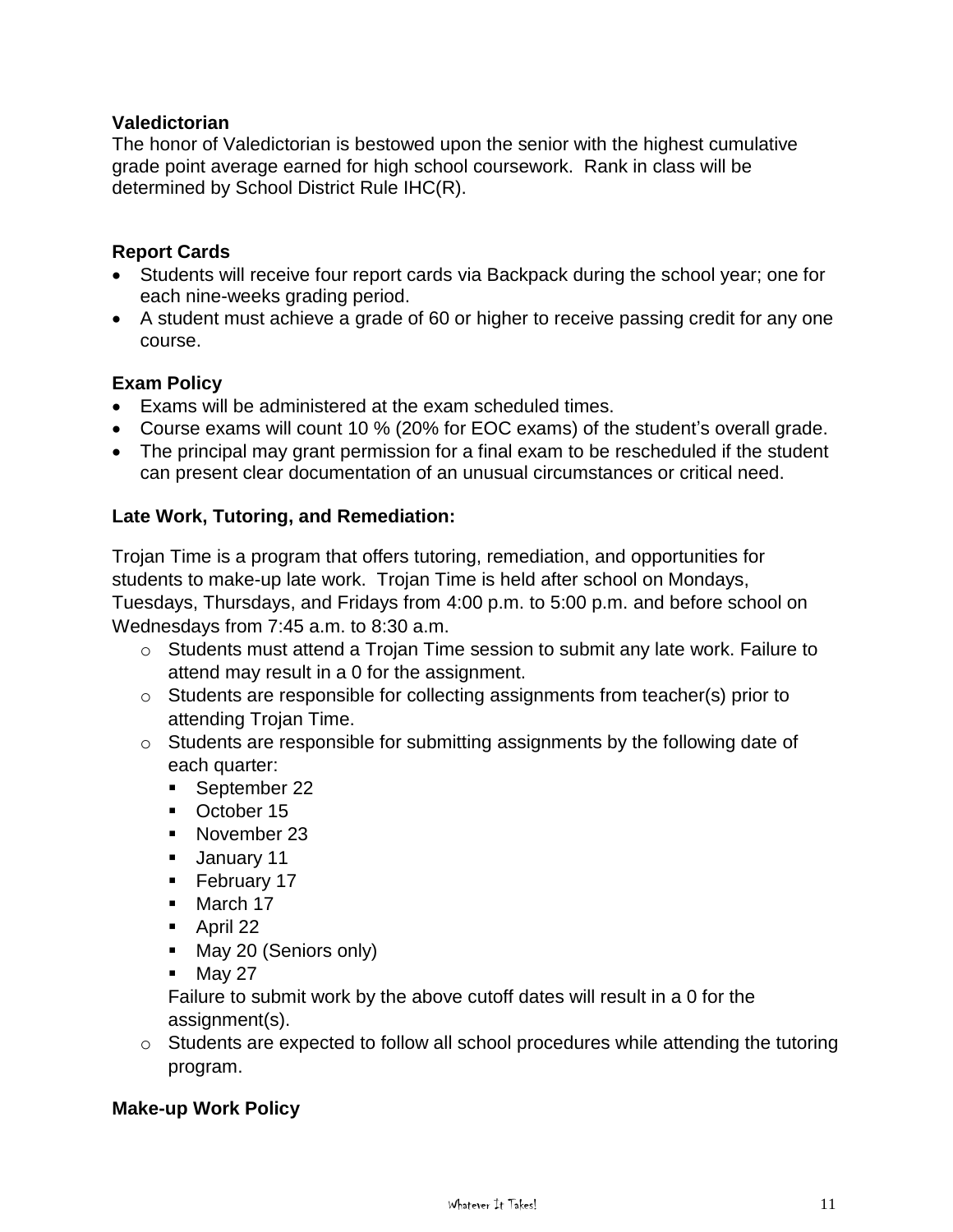### Valedictorian

The honor of Valedictorian is bestowed upon the senior with the highest cumulative grade point average earned for high school coursework. Rank in class will be determined by School District Rule IHC(R).

### Report Cards

- Students will receive four report cards via Backpack during the school year; one for each nine-weeks grading period.
- A student must achieve a grade of 60 or higher to receive passing credit for any one course.

### Exam Policy

- Exams will be administered at the exam scheduled times.
- Course exams will count 10 % (20% for EOC exams) of the student's overall grade.
- The principal may grant permission for a final exam to be rescheduled if the student can present clear documentation of an unusual circumstances or critical need.

### Late Work, Tutoring, and Remediation:

Trojan Time is a program that offers tutoring, remediation, and opportunities for students to make-up late work. Trojan Time is held after school on Mondays, Tuesdays, Thursdays, and Fridays from 4:00 p.m. to 5:00 p.m. and before school on Wednesdays from 7:45 a.m. to 8:30 a.m.

- Students must attend a Trojan Time session to submit any late work. Failure to attend may result in a 0 for the assignment.
- Students are responsible for collecting assignments from teacher(s) prior to attending Trojan Time.
- Students are responsible for submitting assignments by the following date of each quarter:
  - September 22
  - October 15
  - November 23
  - January 11
  - February 17
  - March 17
  - April 22
  - May 20 (Seniors only)
  - May 27

  Failure to submit work by the above cutoff dates will result in a 0 for the assignment(s).
- Students are expected to follow all school procedures while attending the tutoring program.

### Make-up Work Policy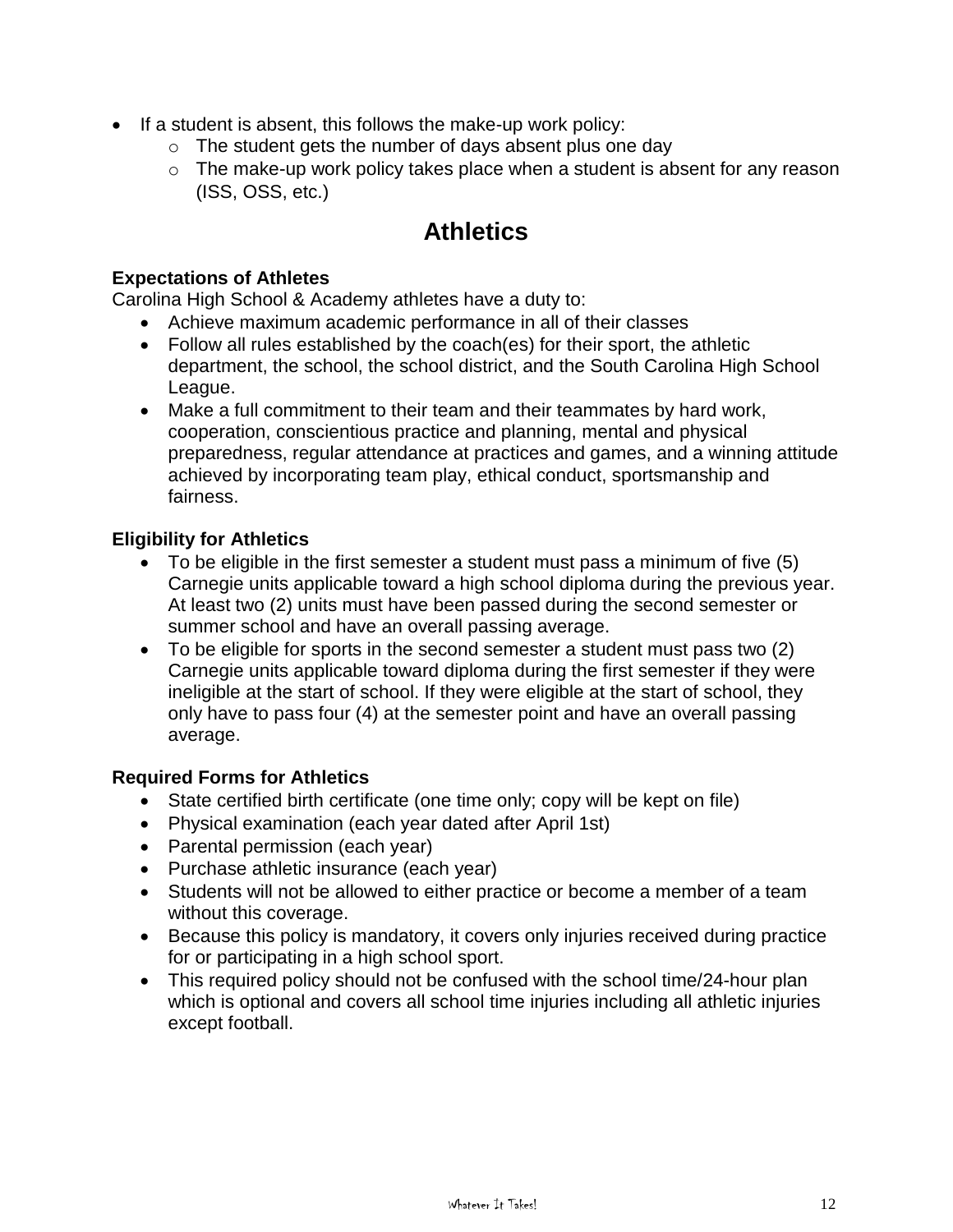- If a student is absent, this follows the make-up work policy:
  - The student gets the number of days absent plus one day
  - The make-up work policy takes place when a student is absent for any reason (ISS, OSS, etc.)

## Athletics

**Expectations of Athletes**

Carolina High School & Academy athletes have a duty to:

- Achieve maximum academic performance in all of their classes
- Follow all rules established by the coach(es) for their sport, the athletic department, the school, the school district, and the South Carolina High School League.
- Make a full commitment to their team and their teammates by hard work, cooperation, conscientious practice and planning, mental and physical preparedness, regular attendance at practices and games, and a winning attitude achieved by incorporating team play, ethical conduct, sportsmanship and fairness.

**Eligibility for Athletics**

- To be eligible in the first semester a student must pass a minimum of five (5) Carnegie units applicable toward a high school diploma during the previous year. At least two (2) units must have been passed during the second semester or summer school and have an overall passing average.
- To be eligible for sports in the second semester a student must pass two (2) Carnegie units applicable toward diploma during the first semester if they were ineligible at the start of school. If they were eligible at the start of school, they only have to pass four (4) at the semester point and have an overall passing average.

**Required Forms for Athletics**

- State certified birth certificate (one time only; copy will be kept on file)
- Physical examination (each year dated after April 1st)
- Parental permission (each year)
- Purchase athletic insurance (each year)
- Students will not be allowed to either practice or become a member of a team without this coverage.
- Because this policy is mandatory, it covers only injuries received during practice for or participating in a high school sport.
- This required policy should not be confused with the school time/24-hour plan which is optional and covers all school time injuries including all athletic injuries except football.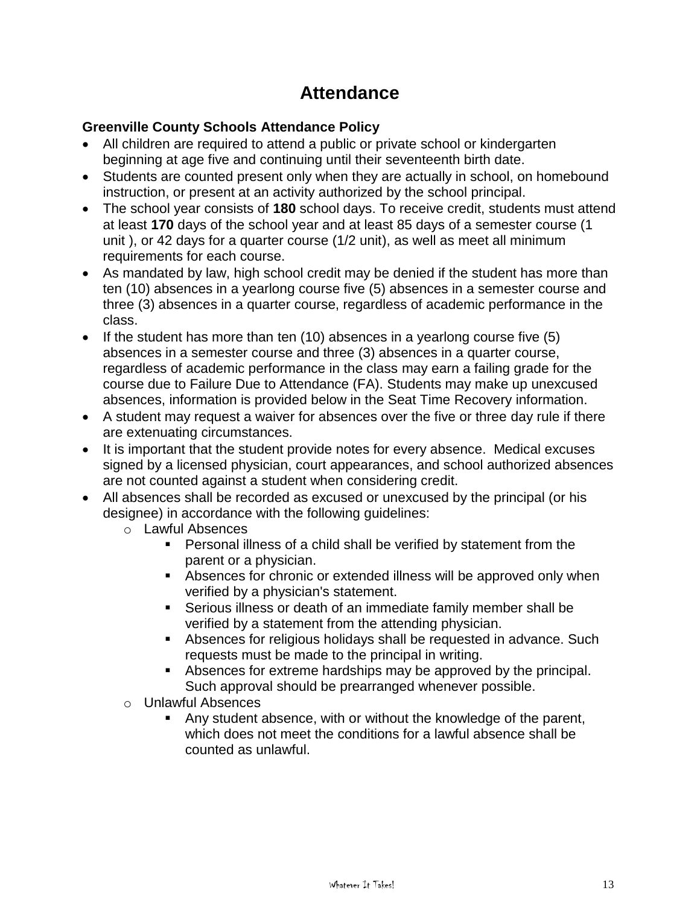# Attendance

**Greenville County Schools Attendance Policy**

- All children are required to attend a public or private school or kindergarten beginning at age five and continuing until their seventeenth birth date.
- Students are counted present only when they are actually in school, on homebound instruction, or present at an activity authorized by the school principal.
- The school year consists of **180** school days. To receive credit, students must attend at least **170** days of the school year and at least 85 days of a semester course (1 unit ), or 42 days for a quarter course (1/2 unit), as well as meet all minimum requirements for each course.
- As mandated by law, high school credit may be denied if the student has more than ten (10) absences in a yearlong course five (5) absences in a semester course and three (3) absences in a quarter course, regardless of academic performance in the class.
- If the student has more than ten (10) absences in a yearlong course five (5) absences in a semester course and three (3) absences in a quarter course, regardless of academic performance in the class may earn a failing grade for the course due to Failure Due to Attendance (FA). Students may make up unexcused absences, information is provided below in the Seat Time Recovery information.
- A student may request a waiver for absences over the five or three day rule if there are extenuating circumstances.
- It is important that the student provide notes for every absence. Medical excuses signed by a licensed physician, court appearances, and school authorized absences are not counted against a student when considering credit.
- All absences shall be recorded as excused or unexcused by the principal (or his designee) in accordance with the following guidelines:
  - Lawful Absences
    - Personal illness of a child shall be verified by statement from the parent or a physician.
    - Absences for chronic or extended illness will be approved only when verified by a physician's statement.
    - Serious illness or death of an immediate family member shall be verified by a statement from the attending physician.
    - Absences for religious holidays shall be requested in advance. Such requests must be made to the principal in writing.
    - Absences for extreme hardships may be approved by the principal. Such approval should be prearranged whenever possible.
  - Unlawful Absences
    - Any student absence, with or without the knowledge of the parent, which does not meet the conditions for a lawful absence shall be counted as unlawful.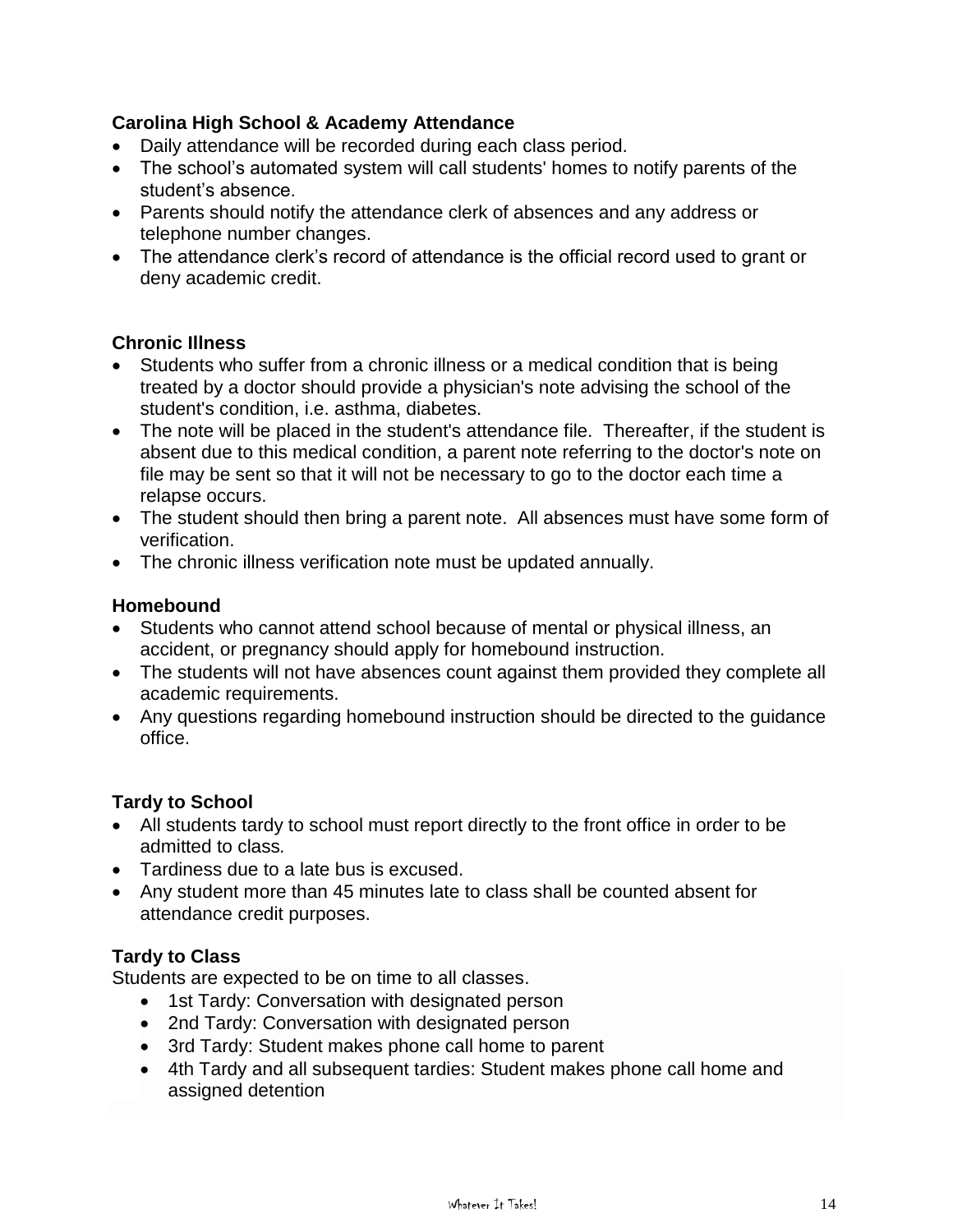### Carolina High School & Academy Attendance

- Daily attendance will be recorded during each class period.
- The school's automated system will call students' homes to notify parents of the student's absence.
- Parents should notify the attendance clerk of absences and any address or telephone number changes.
- The attendance clerk's record of attendance is the official record used to grant or deny academic credit.

### Chronic Illness

- Students who suffer from a chronic illness or a medical condition that is being treated by a doctor should provide a physician's note advising the school of the student's condition, i.e. asthma, diabetes.
- The note will be placed in the student's attendance file. Thereafter, if the student is absent due to this medical condition, a parent note referring to the doctor's note on file may be sent so that it will not be necessary to go to the doctor each time a relapse occurs.
- The student should then bring a parent note. All absences must have some form of verification.
- The chronic illness verification note must be updated annually.

### Homebound

- Students who cannot attend school because of mental or physical illness, an accident, or pregnancy should apply for homebound instruction.
- The students will not have absences count against them provided they complete all academic requirements.
- Any questions regarding homebound instruction should be directed to the guidance office.

### Tardy to School

- All students tardy to school must report directly to the front office in order to be admitted to class.
- Tardiness due to a late bus is excused.
- Any student more than 45 minutes late to class shall be counted absent for attendance credit purposes.

### Tardy to Class

Students are expected to be on time to all classes.

- 1st Tardy: Conversation with designated person
- 2nd Tardy: Conversation with designated person
- 3rd Tardy: Student makes phone call home to parent
- 4th Tardy and all subsequent tardies: Student makes phone call home and assigned detention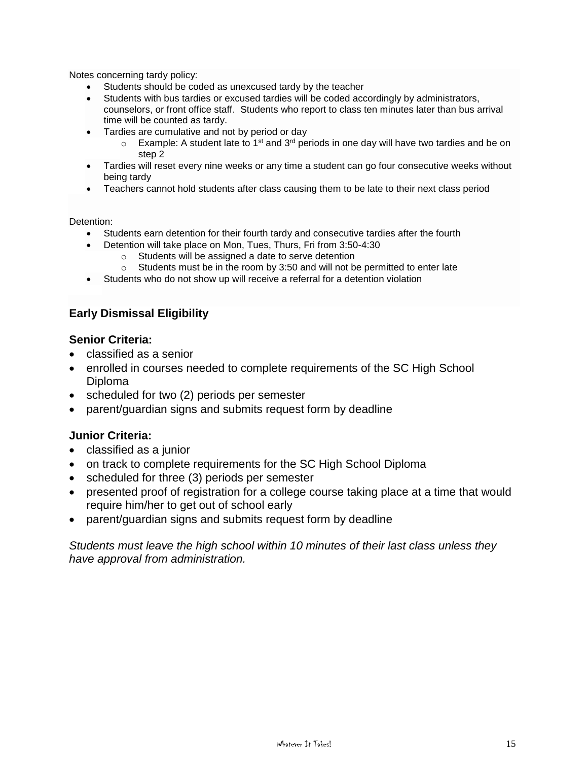Notes concerning tardy policy:

- Students should be coded as unexcused tardy by the teacher
- Students with bus tardies or excused tardies will be coded accordingly by administrators, counselors, or front office staff. Students who report to class ten minutes later than bus arrival time will be counted as tardy.
- Tardies are cumulative and not by period or day
    - Example: A student late to 1st and 3rd periods in one day will have two tardies and be on step 2
- Tardies will reset every nine weeks or any time a student can go four consecutive weeks without being tardy
- Teachers cannot hold students after class causing them to be late to their next class period

Detention:

- Students earn detention for their fourth tardy and consecutive tardies after the fourth
- Detention will take place on Mon, Tues, Thurs, Fri from 3:50-4:30
    - Students will be assigned a date to serve detention
    - Students must be in the room by 3:50 and will not be permitted to enter late
- Students who do not show up will receive a referral for a detention violation

## Early Dismissal Eligibility

### Senior Criteria:

- classified as a senior
- enrolled in courses needed to complete requirements of the SC High School Diploma
- scheduled for two (2) periods per semester
- parent/guardian signs and submits request form by deadline

### Junior Criteria:

- classified as a junior
- on track to complete requirements for the SC High School Diploma
- scheduled for three (3) periods per semester
- presented proof of registration for a college course taking place at a time that would require him/her to get out of school early
- parent/guardian signs and submits request form by deadline

*Students must leave the high school within 10 minutes of their last class unless they have approval from administration.*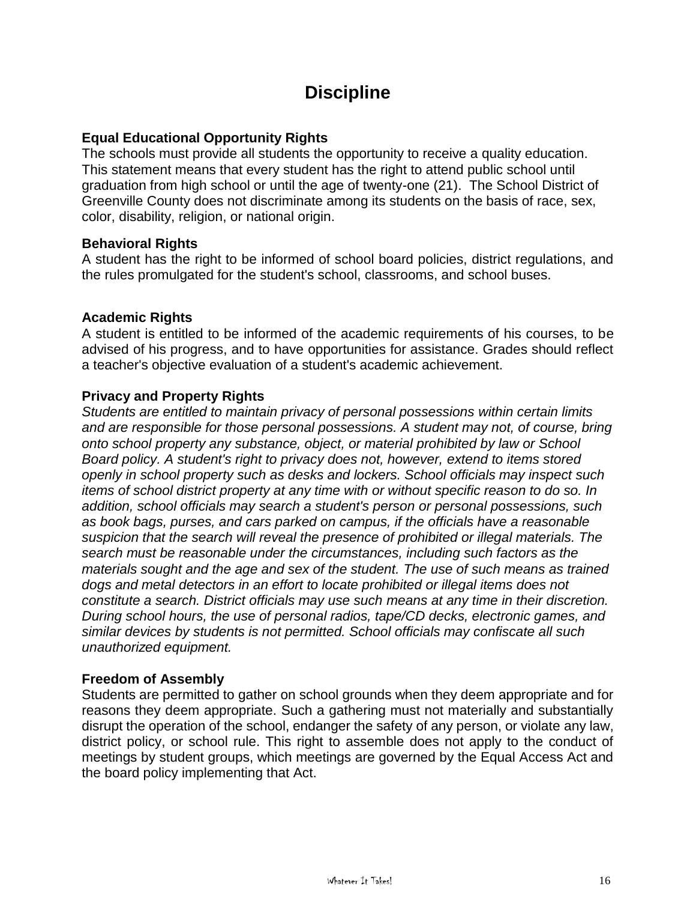# Discipline

**Equal Educational Opportunity Rights**

The schools must provide all students the opportunity to receive a quality education. This statement means that every student has the right to attend public school until graduation from high school or until the age of twenty-one (21). The School District of Greenville County does not discriminate among its students on the basis of race, sex, color, disability, religion, or national origin.

**Behavioral Rights**

A student has the right to be informed of school board policies, district regulations, and the rules promulgated for the student's school, classrooms, and school buses.

**Academic Rights**

A student is entitled to be informed of the academic requirements of his courses, to be advised of his progress, and to have opportunities for assistance. Grades should reflect a teacher's objective evaluation of a student's academic achievement.

**Privacy and Property Rights**

*Students are entitled to maintain privacy of personal possessions within certain limits and are responsible for those personal possessions. A student may not, of course, bring onto school property any substance, object, or material prohibited by law or School Board policy. A student's right to privacy does not, however, extend to items stored openly in school property such as desks and lockers. School officials may inspect such items of school district property at any time with or without specific reason to do so. In addition, school officials may search a student's person or personal possessions, such as book bags, purses, and cars parked on campus, if the officials have a reasonable suspicion that the search will reveal the presence of prohibited or illegal materials. The search must be reasonable under the circumstances, including such factors as the materials sought and the age and sex of the student. The use of such means as trained dogs and metal detectors in an effort to locate prohibited or illegal items does not constitute a search. District officials may use such means at any time in their discretion. During school hours, the use of personal radios, tape/CD decks, electronic games, and similar devices by students is not permitted. School officials may confiscate all such unauthorized equipment.*

**Freedom of Assembly**

Students are permitted to gather on school grounds when they deem appropriate and for reasons they deem appropriate. Such a gathering must not materially and substantially disrupt the operation of the school, endanger the safety of any person, or violate any law, district policy, or school rule. This right to assemble does not apply to the conduct of meetings by student groups, which meetings are governed by the Equal Access Act and the board policy implementing that Act.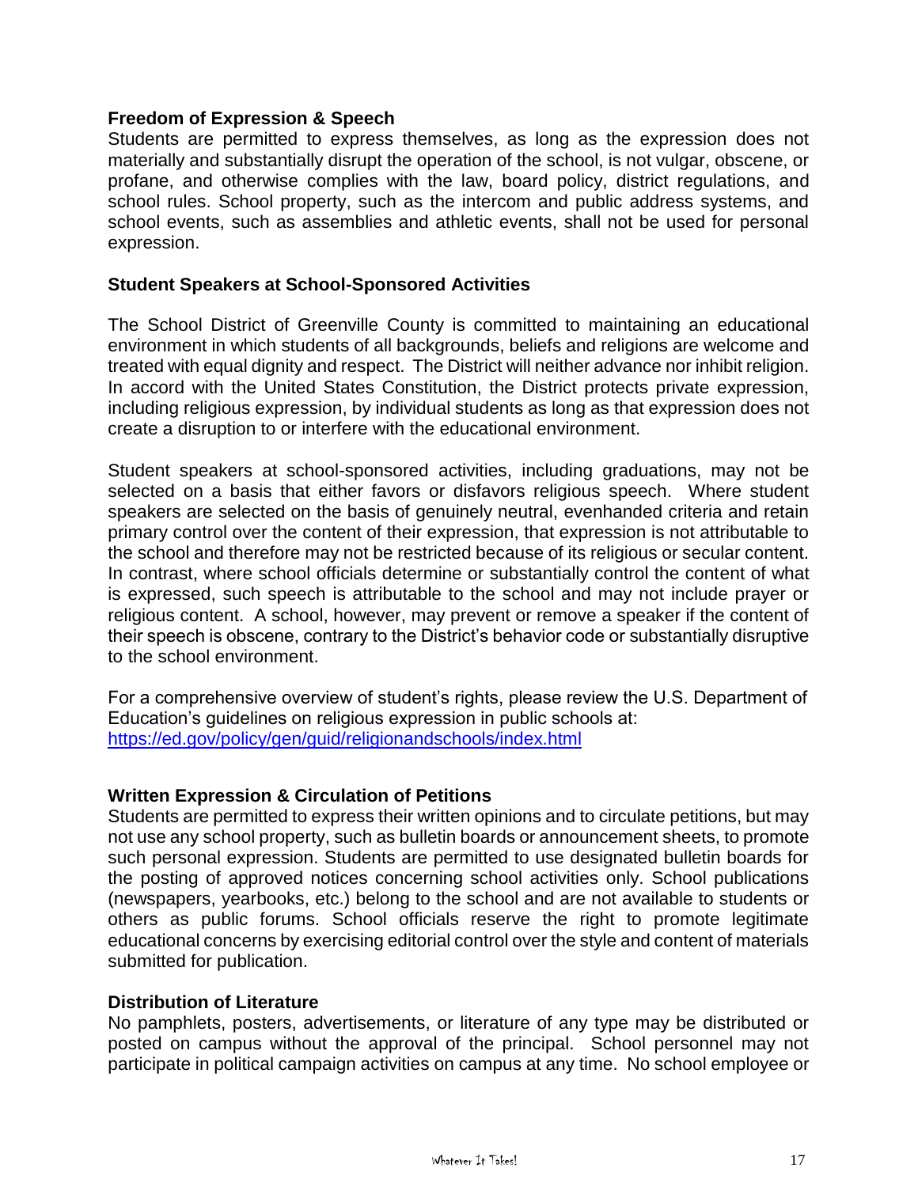### Freedom of Expression & Speech

Students are permitted to express themselves, as long as the expression does not materially and substantially disrupt the operation of the school, is not vulgar, obscene, or profane, and otherwise complies with the law, board policy, district regulations, and school rules. School property, such as the intercom and public address systems, and school events, such as assemblies and athletic events, shall not be used for personal expression.

### Student Speakers at School-Sponsored Activities

The School District of Greenville County is committed to maintaining an educational environment in which students of all backgrounds, beliefs and religions are welcome and treated with equal dignity and respect. The District will neither advance nor inhibit religion. In accord with the United States Constitution, the District protects private expression, including religious expression, by individual students as long as that expression does not create a disruption to or interfere with the educational environment.

Student speakers at school-sponsored activities, including graduations, may not be selected on a basis that either favors or disfavors religious speech. Where student speakers are selected on the basis of genuinely neutral, evenhanded criteria and retain primary control over the content of their expression, that expression is not attributable to the school and therefore may not be restricted because of its religious or secular content. In contrast, where school officials determine or substantially control the content of what is expressed, such speech is attributable to the school and may not include prayer or religious content. A school, however, may prevent or remove a speaker if the content of their speech is obscene, contrary to the District's behavior code or substantially disruptive to the school environment.

For a comprehensive overview of student's rights, please review the U.S. Department of Education's guidelines on religious expression in public schools at: [https://ed.gov/policy/gen/guid/religionandschools/index.html](https://ed.gov/policy/gen/guid/religionandschools/index.html)

### Written Expression & Circulation of Petitions

Students are permitted to express their written opinions and to circulate petitions, but may not use any school property, such as bulletin boards or announcement sheets, to promote such personal expression. Students are permitted to use designated bulletin boards for the posting of approved notices concerning school activities only. School publications (newspapers, yearbooks, etc.) belong to the school and are not available to students or others as public forums. School officials reserve the right to promote legitimate educational concerns by exercising editorial control over the style and content of materials submitted for publication.

### Distribution of Literature

No pamphlets, posters, advertisements, or literature of any type may be distributed or posted on campus without the approval of the principal. School personnel may not participate in political campaign activities on campus at any time. No school employee or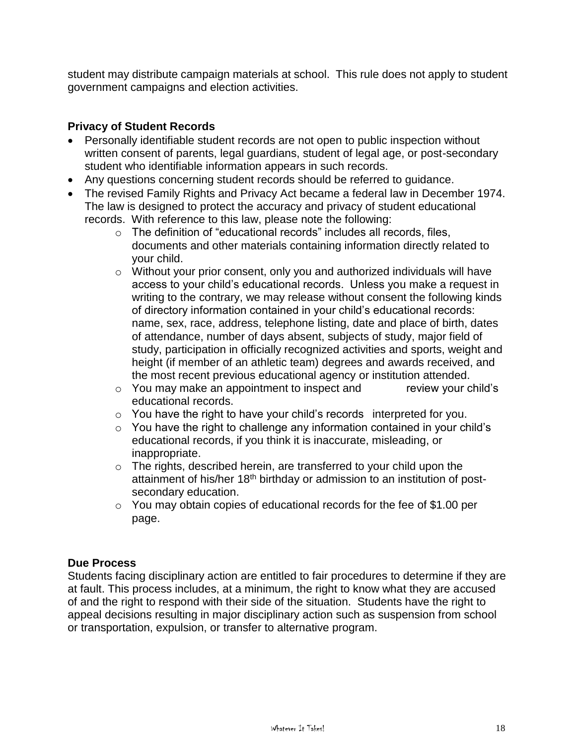student may distribute campaign materials at school. This rule does not apply to student government campaigns and election activities.

### Privacy of Student Records

- Personally identifiable student records are not open to public inspection without written consent of parents, legal guardians, student of legal age, or post-secondary student who identifiable information appears in such records.
- Any questions concerning student records should be referred to guidance.
- The revised Family Rights and Privacy Act became a federal law in December 1974. The law is designed to protect the accuracy and privacy of student educational records. With reference to this law, please note the following:
    - The definition of "educational records" includes all records, files, documents and other materials containing information directly related to your child.
    - Without your prior consent, only you and authorized individuals will have access to your child's educational records. Unless you make a request in writing to the contrary, we may release without consent the following kinds of directory information contained in your child's educational records: name, sex, race, address, telephone listing, date and place of birth, dates of attendance, number of days absent, subjects of study, major field of study, participation in officially recognized activities and sports, weight and height (if member of an athletic team) degrees and awards received, and the most recent previous educational agency or institution attended.
    - You may make an appointment to inspect and review your child's educational records.
    - You have the right to have your child's records interpreted for you.
    - You have the right to challenge any information contained in your child's educational records, if you think it is inaccurate, misleading, or inappropriate.
    - The rights, described herein, are transferred to your child upon the attainment of his/her 18th birthday or admission to an institution of post-secondary education.
    - You may obtain copies of educational records for the fee of $1.00 per page.

### Due Process

Students facing disciplinary action are entitled to fair procedures to determine if they are at fault. This process includes, at a minimum, the right to know what they are accused of and the right to respond with their side of the situation. Students have the right to appeal decisions resulting in major disciplinary action such as suspension from school or transportation, expulsion, or transfer to alternative program.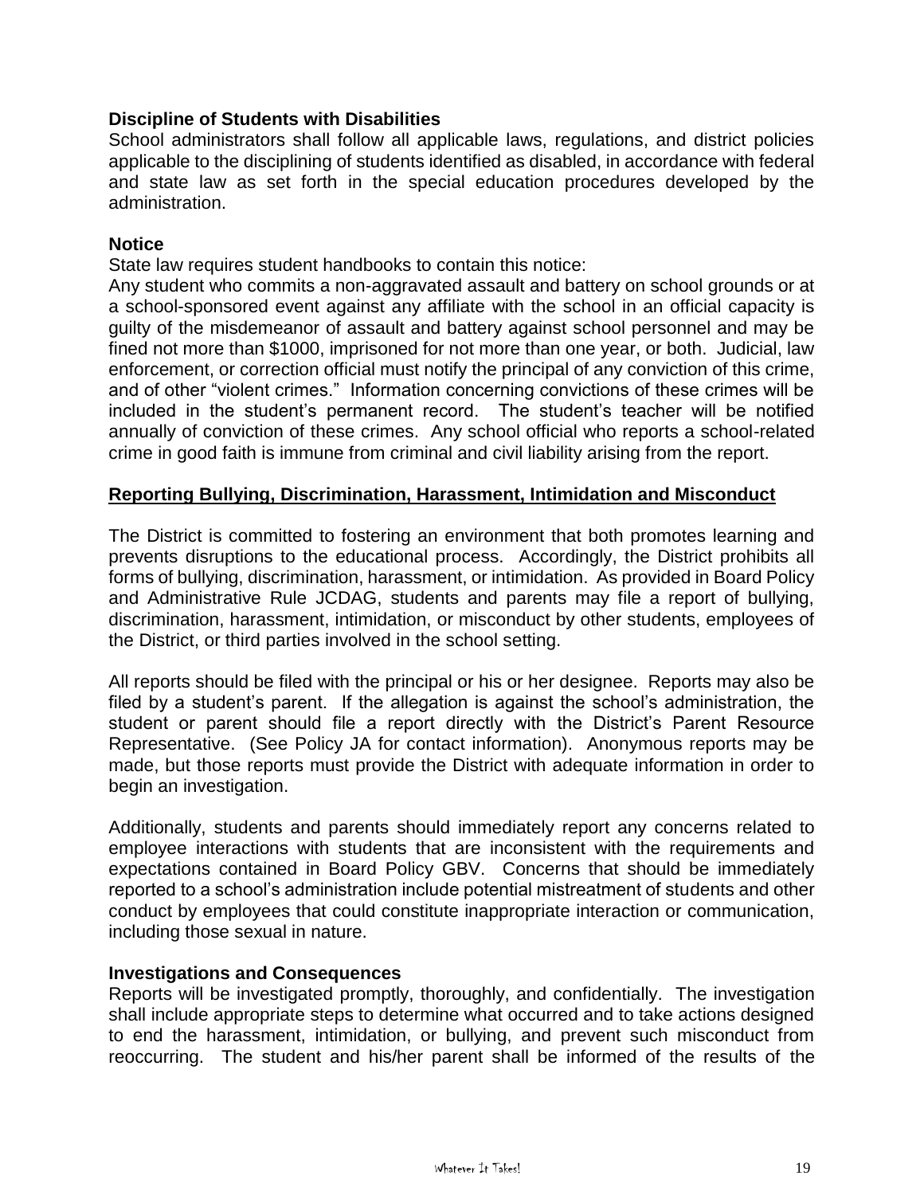**Discipline of Students with Disabilities**

School administrators shall follow all applicable laws, regulations, and district policies applicable to the disciplining of students identified as disabled, in accordance with federal and state law as set forth in the special education procedures developed by the administration.

**Notice**

State law requires student handbooks to contain this notice:

Any student who commits a non-aggravated assault and battery on school grounds or at a school-sponsored event against any affiliate with the school in an official capacity is guilty of the misdemeanor of assault and battery against school personnel and may be fined not more than $1000, imprisoned for not more than one year, or both. Judicial, law enforcement, or correction official must notify the principal of any conviction of this crime, and of other "violent crimes." Information concerning convictions of these crimes will be included in the student's permanent record. The student's teacher will be notified annually of conviction of these crimes. Any school official who reports a school-related crime in good faith is immune from criminal and civil liability arising from the report.

## Reporting Bullying, Discrimination, Harassment, Intimidation and Misconduct

The District is committed to fostering an environment that both promotes learning and prevents disruptions to the educational process. Accordingly, the District prohibits all forms of bullying, discrimination, harassment, or intimidation. As provided in Board Policy and Administrative Rule JCDAG, students and parents may file a report of bullying, discrimination, harassment, intimidation, or misconduct by other students, employees of the District, or third parties involved in the school setting.

All reports should be filed with the principal or his or her designee. Reports may also be filed by a student's parent. If the allegation is against the school's administration, the student or parent should file a report directly with the District's Parent Resource Representative. (See Policy JA for contact information). Anonymous reports may be made, but those reports must provide the District with adequate information in order to begin an investigation.

Additionally, students and parents should immediately report any concerns related to employee interactions with students that are inconsistent with the requirements and expectations contained in Board Policy GBV. Concerns that should be immediately reported to a school's administration include potential mistreatment of students and other conduct by employees that could constitute inappropriate interaction or communication, including those sexual in nature.

**Investigations and Consequences**

Reports will be investigated promptly, thoroughly, and confidentially. The investigation shall include appropriate steps to determine what occurred and to take actions designed to end the harassment, intimidation, or bullying, and prevent such misconduct from reoccurring. The student and his/her parent shall be informed of the results of the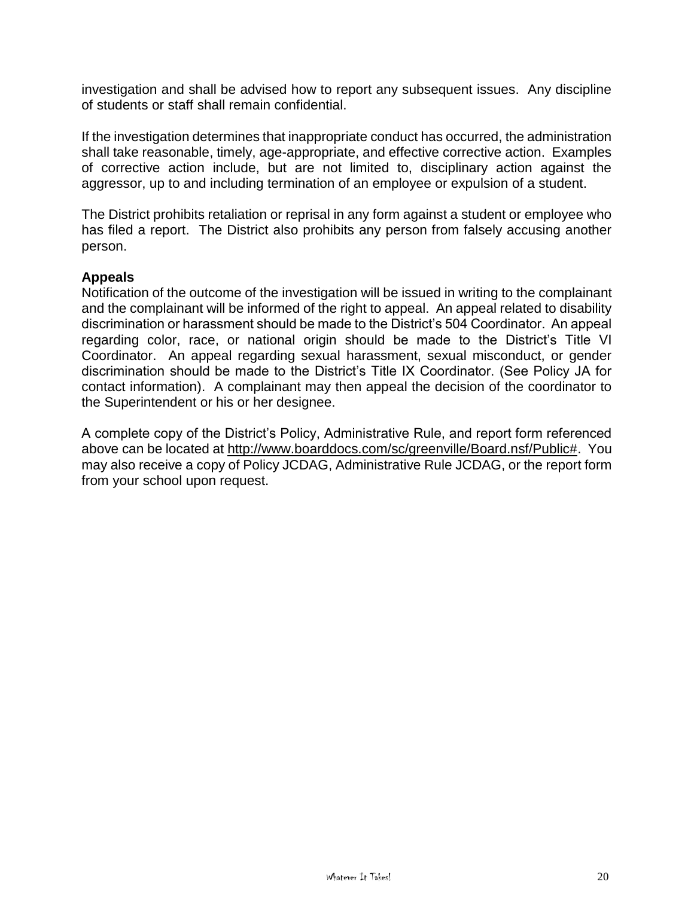investigation and shall be advised how to report any subsequent issues. Any discipline of students or staff shall remain confidential.

If the investigation determines that inappropriate conduct has occurred, the administration shall take reasonable, timely, age-appropriate, and effective corrective action. Examples of corrective action include, but are not limited to, disciplinary action against the aggressor, up to and including termination of an employee or expulsion of a student.

The District prohibits retaliation or reprisal in any form against a student or employee who has filed a report. The District also prohibits any person from falsely accusing another person.

**Appeals**

Notification of the outcome of the investigation will be issued in writing to the complainant and the complainant will be informed of the right to appeal. An appeal related to disability discrimination or harassment should be made to the District's 504 Coordinator. An appeal regarding color, race, or national origin should be made to the District's Title VI Coordinator. An appeal regarding sexual harassment, sexual misconduct, or gender discrimination should be made to the District's Title IX Coordinator. (See Policy JA for contact information). A complainant may then appeal the decision of the coordinator to the Superintendent or his or her designee.

A complete copy of the District's Policy, Administrative Rule, and report form referenced above can be located at http://www.boarddocs.com/sc/greenville/Board.nsf/Public#. You may also receive a copy of Policy JCDAG, Administrative Rule JCDAG, or the report form from your school upon request.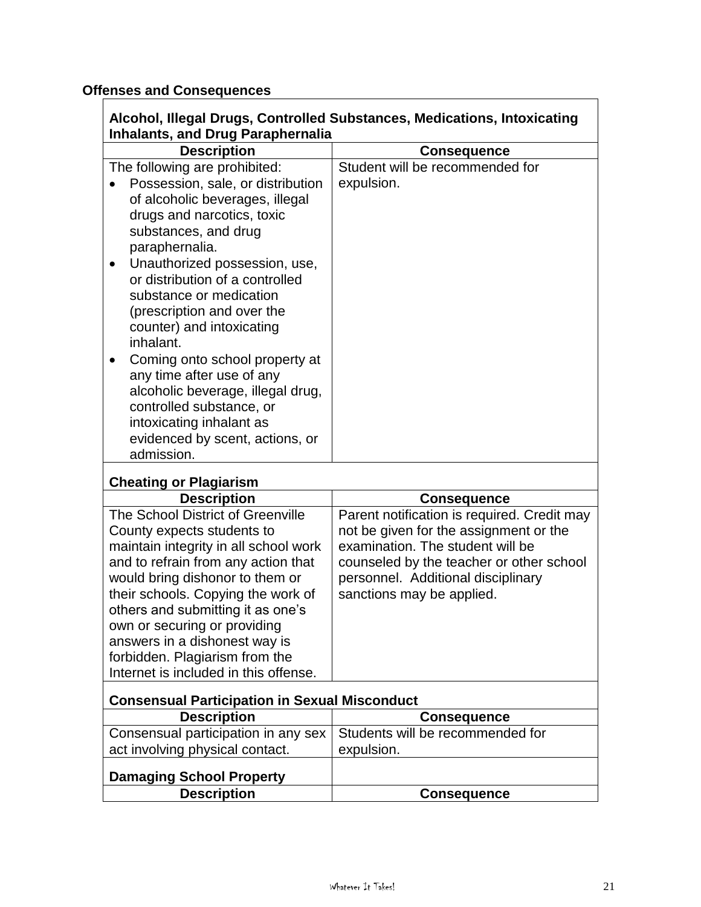**Offenses and Consequences**

**Alcohol, Illegal Drugs, Controlled Substances, Medications, Intoxicating Inhalants, and Drug Paraphernalia**

| Description | Consequence |
|---|---|
| The following are prohibited:<br>• Possession, sale, or distribution of alcoholic beverages, illegal drugs and narcotics, toxic substances, and drug paraphernalia.<br>• Unauthorized possession, use, or distribution of a controlled substance or medication (prescription and over the counter) and intoxicating inhalant.<br>• Coming onto school property at any time after use of any alcoholic beverage, illegal drug, controlled substance, or intoxicating inhalant as evidenced by scent, actions, or admission. | Student will be recommended for expulsion. |

**Cheating or Plagiarism**

| Description | Consequence |
|---|---|
| The School District of Greenville County expects students to maintain integrity in all school work and to refrain from any action that would bring dishonor to them or their schools. Copying the work of others and submitting it as one's own or securing or providing answers in a dishonest way is forbidden. Plagiarism from the Internet is included in this offense. | Parent notification is required. Credit may not be given for the assignment or the examination. The student will be counseled by the teacher or other school personnel. Additional disciplinary sanctions may be applied. |

**Consensual Participation in Sexual Misconduct**

| Description | Consequence |
|---|---|
| Consensual participation in any sex act involving physical contact. | Students will be recommended for expulsion. |

**Damaging School Property**

| Description | Consequence |
|---|---|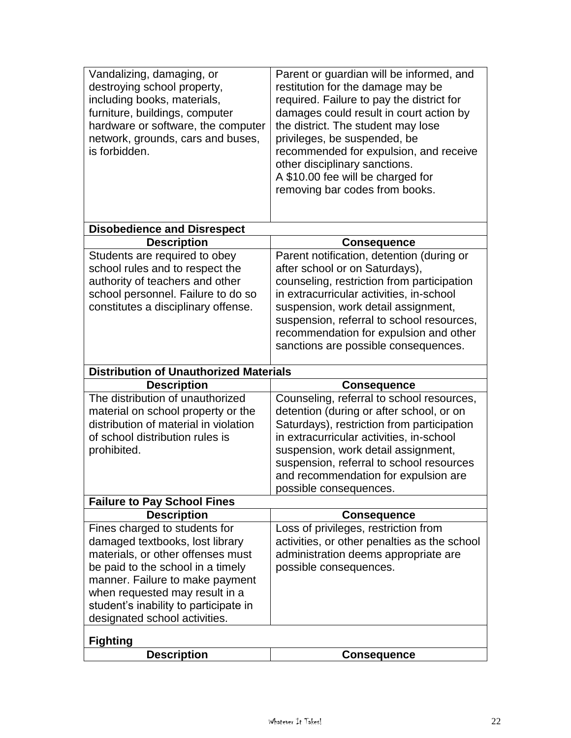| Description | Consequence |
| --- | --- |
| Vandalizing, damaging, or destroying school property, including books, materials, furniture, buildings, computer hardware or software, the computer network, grounds, cars and buses, is forbidden. | Parent or guardian will be informed, and restitution for the damage may be required. Failure to pay the district for damages could result in court action by the district. The student may lose privileges, be suspended, be recommended for expulsion, and receive other disciplinary sanctions. A $10.00 fee will be charged for removing bar codes from books. |
| **Disobedience and Disrespect** | |
| **Description** | **Consequence** |
| Students are required to obey school rules and to respect the authority of teachers and other school personnel. Failure to do so constitutes a disciplinary offense. | Parent notification, detention (during or after school or on Saturdays), counseling, restriction from participation in extracurricular activities, in-school suspension, work detail assignment, suspension, referral to school resources, recommendation for expulsion and other sanctions are possible consequences. |
| **Distribution of Unauthorized Materials** | |
| **Description** | **Consequence** |
| The distribution of unauthorized material on school property or the distribution of material in violation of school distribution rules is prohibited. | Counseling, referral to school resources, detention (during or after school, or on Saturdays), restriction from participation in extracurricular activities, in-school suspension, work detail assignment, suspension, referral to school resources and recommendation for expulsion are possible consequences. |
| **Failure to Pay School Fines** | |
| **Description** | **Consequence** |
| Fines charged to students for damaged textbooks, lost library materials, or other offenses must be paid to the school in a timely manner. Failure to make payment when requested may result in a student's inability to participate in designated school activities. | Loss of privileges, restriction from activities, or other penalties as the school administration deems appropriate are possible consequences. |
| **Fighting** | |
| **Description** | **Consequence** |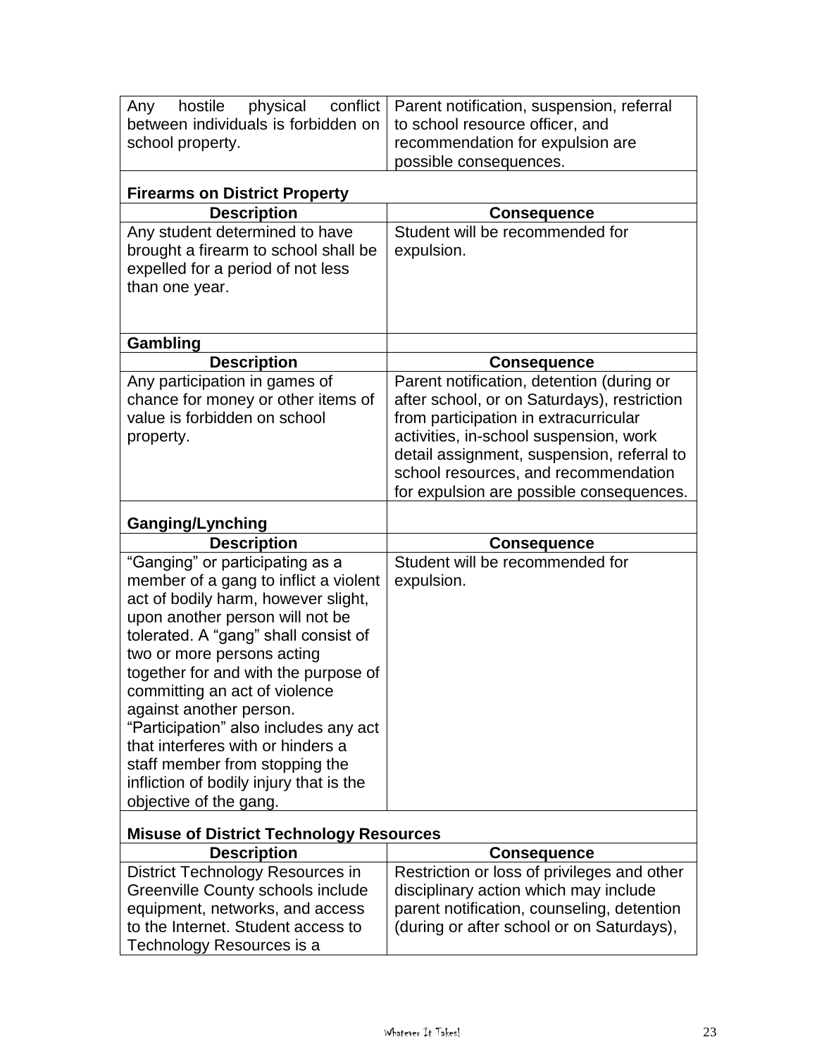| | |
|---|---|
| Any hostile physical conflict between individuals is forbidden on school property. | Parent notification, suspension, referral to school resource officer, and recommendation for expulsion are possible consequences. |

**Firearms on District Property**

| Description | Consequence |
|---|---|
| Any student determined to have brought a firearm to school shall be expelled for a period of not less than one year. | Student will be recommended for expulsion. |

**Gambling**

| Description | Consequence |
|---|---|
| Any participation in games of chance for money or other items of value is forbidden on school property. | Parent notification, detention (during or after school, or on Saturdays), restriction from participation in extracurricular activities, in-school suspension, work detail assignment, suspension, referral to school resources, and recommendation for expulsion are possible consequences. |

**Ganging/Lynching**

| Description | Consequence |
|---|---|
| "Ganging" or participating as a member of a gang to inflict a violent act of bodily harm, however slight, upon another person will not be tolerated. A "gang" shall consist of two or more persons acting together for and with the purpose of committing an act of violence against another person. "Participation" also includes any act that interferes with or hinders a staff member from stopping the infliction of bodily injury that is the objective of the gang. | Student will be recommended for expulsion. |

**Misuse of District Technology Resources**

| Description | Consequence |
|---|---|
| District Technology Resources in Greenville County schools include equipment, networks, and access to the Internet. Student access to Technology Resources is a | Restriction or loss of privileges and other disciplinary action which may include parent notification, counseling, detention (during or after school or on Saturdays), |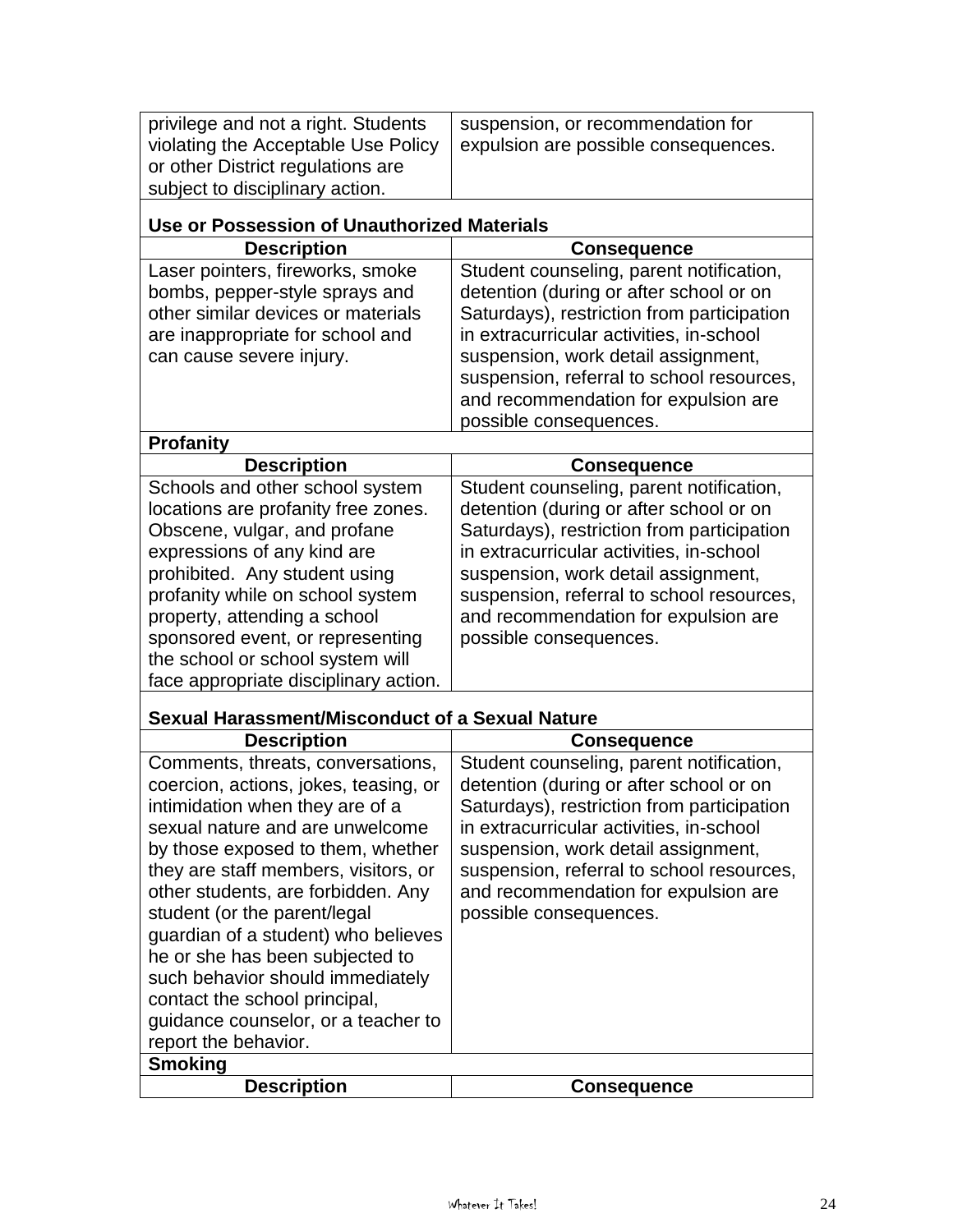| | |
|---|---|
| privilege and not a right. Students violating the Acceptable Use Policy or other District regulations are subject to disciplinary action. | suspension, or recommendation for expulsion are possible consequences. |

**Use or Possession of Unauthorized Materials**

| Description | Consequence |
|---|---|
| Laser pointers, fireworks, smoke bombs, pepper-style sprays and other similar devices or materials are inappropriate for school and can cause severe injury. | Student counseling, parent notification, detention (during or after school or on Saturdays), restriction from participation in extracurricular activities, in-school suspension, work detail assignment, suspension, referral to school resources, and recommendation for expulsion are possible consequences. |

**Profanity**

| Description | Consequence |
|---|---|
| Schools and other school system locations are profanity free zones. Obscene, vulgar, and profane expressions of any kind are prohibited. Any student using profanity while on school system property, attending a school sponsored event, or representing the school or school system will face appropriate disciplinary action. | Student counseling, parent notification, detention (during or after school or on Saturdays), restriction from participation in extracurricular activities, in-school suspension, work detail assignment, suspension, referral to school resources, and recommendation for expulsion are possible consequences. |

**Sexual Harassment/Misconduct of a Sexual Nature**

| Description | Consequence |
|---|---|
| Comments, threats, conversations, coercion, actions, jokes, teasing, or intimidation when they are of a sexual nature and are unwelcome by those exposed to them, whether they are staff members, visitors, or other students, are forbidden. Any student (or the parent/legal guardian of a student) who believes he or she has been subjected to such behavior should immediately contact the school principal, guidance counselor, or a teacher to report the behavior. | Student counseling, parent notification, detention (during or after school or on Saturdays), restriction from participation in extracurricular activities, in-school suspension, work detail assignment, suspension, referral to school resources, and recommendation for expulsion are possible consequences. |

**Smoking**

| Description | Consequence |
|---|---|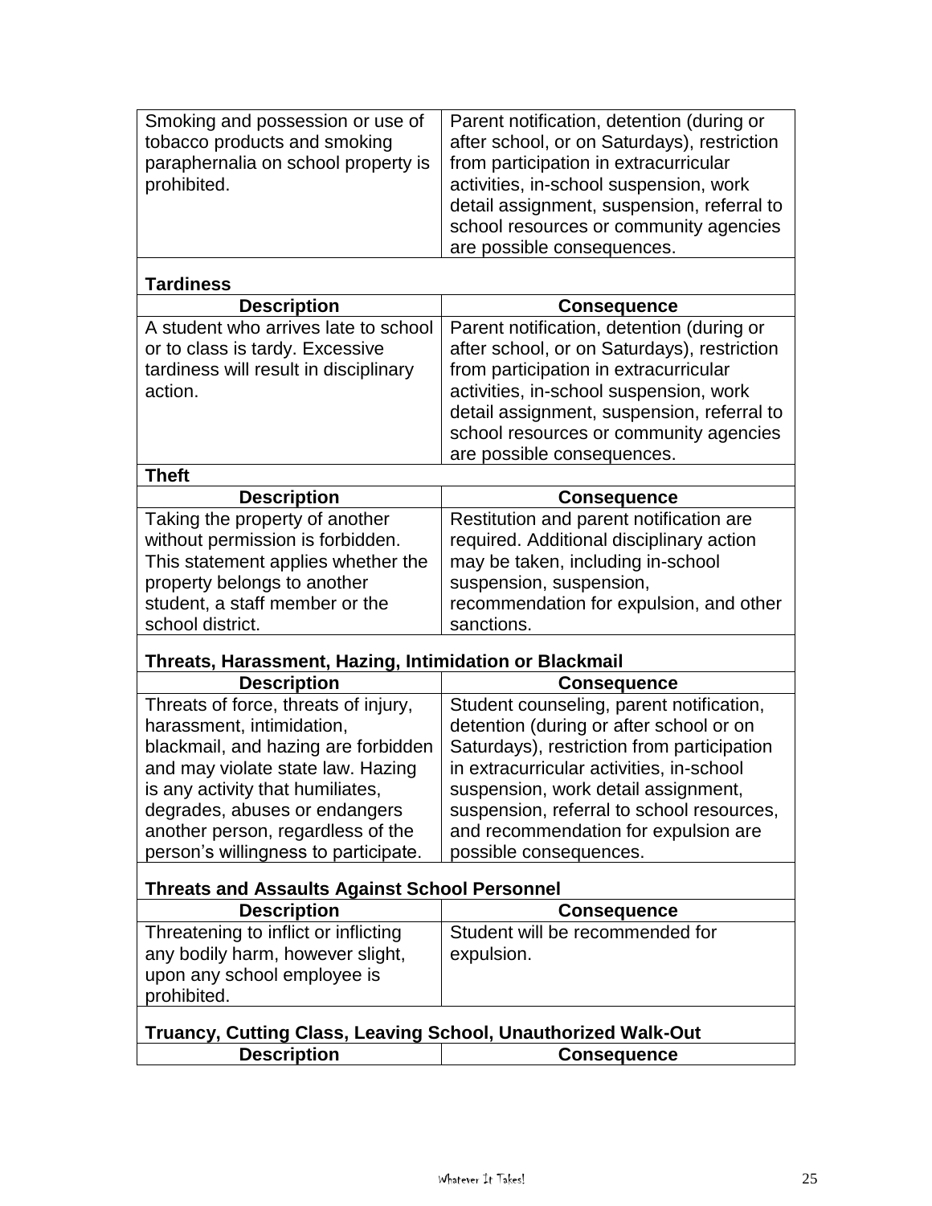| | |
|---|---|
| Smoking and possession or use of tobacco products and smoking paraphernalia on school property is prohibited. | Parent notification, detention (during or after school, or on Saturdays), restriction from participation in extracurricular activities, in-school suspension, work detail assignment, suspension, referral to school resources or community agencies are possible consequences. |

**Tardiness**

| Description | Consequence |
|---|---|
| A student who arrives late to school or to class is tardy. Excessive tardiness will result in disciplinary action. | Parent notification, detention (during or after school, or on Saturdays), restriction from participation in extracurricular activities, in-school suspension, work detail assignment, suspension, referral to school resources or community agencies are possible consequences. |

**Theft**

| Description | Consequence |
|---|---|
| Taking the property of another without permission is forbidden. This statement applies whether the property belongs to another student, a staff member or the school district. | Restitution and parent notification are required. Additional disciplinary action may be taken, including in-school suspension, suspension, recommendation for expulsion, and other sanctions. |

**Threats, Harassment, Hazing, Intimidation or Blackmail**

| Description | Consequence |
|---|---|
| Threats of force, threats of injury, harassment, intimidation, blackmail, and hazing are forbidden and may violate state law. Hazing is any activity that humiliates, degrades, abuses or endangers another person, regardless of the person's willingness to participate. | Student counseling, parent notification, detention (during or after school or on Saturdays), restriction from participation in extracurricular activities, in-school suspension, work detail assignment, suspension, referral to school resources, and recommendation for expulsion are possible consequences. |

**Threats and Assaults Against School Personnel**

| Description | Consequence |
|---|---|
| Threatening to inflict or inflicting any bodily harm, however slight, upon any school employee is prohibited. | Student will be recommended for expulsion. |

**Truancy, Cutting Class, Leaving School, Unauthorized Walk-Out**

| Description | Consequence |
|---|---|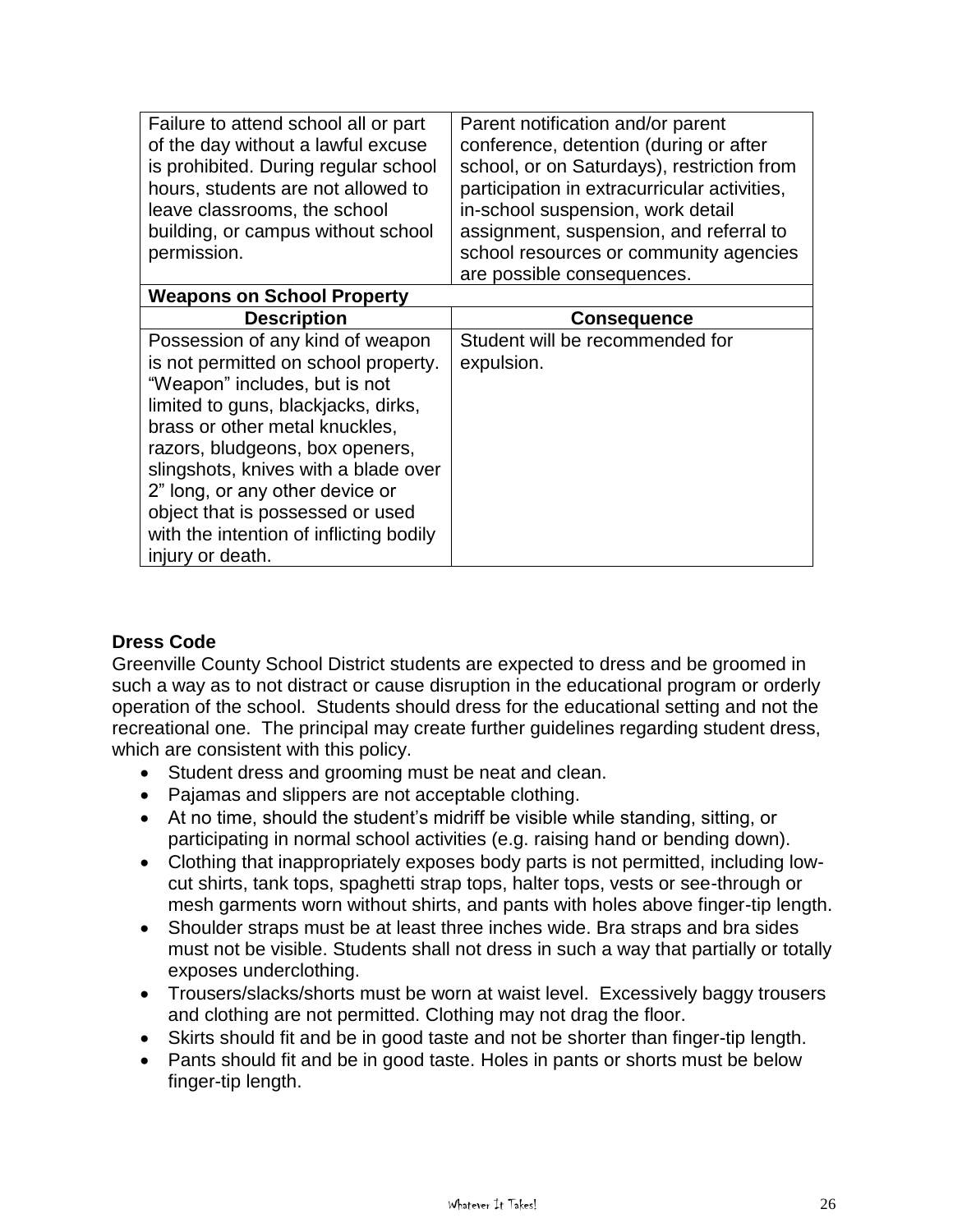| Description | Consequence |
|---|---|
| Failure to attend school all or part of the day without a lawful excuse is prohibited. During regular school hours, students are not allowed to leave classrooms, the school building, or campus without school permission. | Parent notification and/or parent conference, detention (during or after school, or on Saturdays), restriction from participation in extracurricular activities, in-school suspension, work detail assignment, suspension, and referral to school resources or community agencies are possible consequences. |

**Weapons on School Property**

| Description | Consequence |
|---|---|
| Possession of any kind of weapon is not permitted on school property. "Weapon" includes, but is not limited to guns, blackjacks, dirks, brass or other metal knuckles, razors, bludgeons, box openers, slingshots, knives with a blade over 2" long, or any other device or object that is possessed or used with the intention of inflicting bodily injury or death. | Student will be recommended for expulsion. |

## Dress Code

Greenville County School District students are expected to dress and be groomed in such a way as to not distract or cause disruption in the educational program or orderly operation of the school. Students should dress for the educational setting and not the recreational one. The principal may create further guidelines regarding student dress, which are consistent with this policy.

- Student dress and grooming must be neat and clean.
- Pajamas and slippers are not acceptable clothing.
- At no time, should the student's midriff be visible while standing, sitting, or participating in normal school activities (e.g. raising hand or bending down).
- Clothing that inappropriately exposes body parts is not permitted, including low-cut shirts, tank tops, spaghetti strap tops, halter tops, vests or see-through or mesh garments worn without shirts, and pants with holes above finger-tip length.
- Shoulder straps must be at least three inches wide. Bra straps and bra sides must not be visible. Students shall not dress in such a way that partially or totally exposes underclothing.
- Trousers/slacks/shorts must be worn at waist level. Excessively baggy trousers and clothing are not permitted. Clothing may not drag the floor.
- Skirts should fit and be in good taste and not be shorter than finger-tip length.
- Pants should fit and be in good taste. Holes in pants or shorts must be below finger-tip length.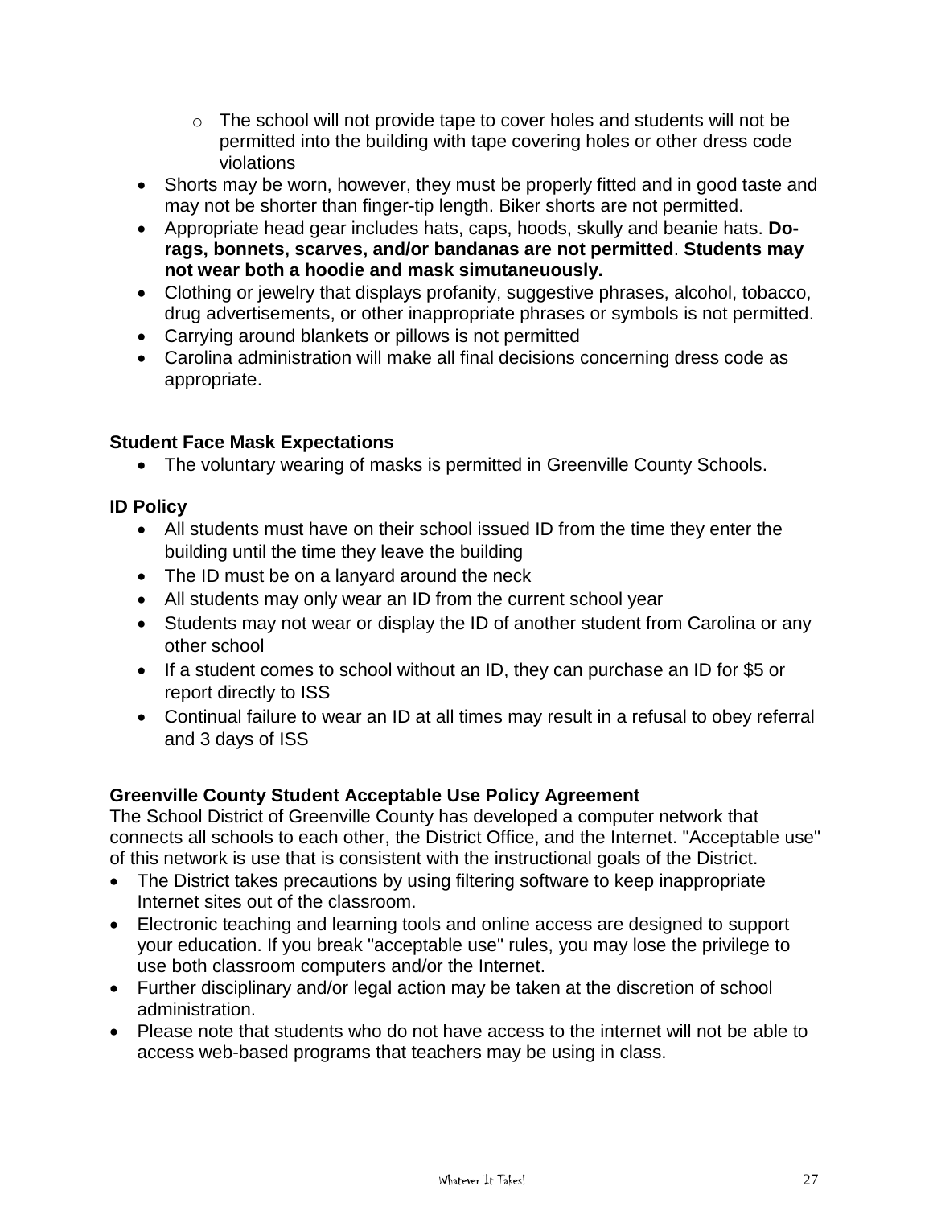- The school will not provide tape to cover holes and students will not be permitted into the building with tape covering holes or other dress code violations
- Shorts may be worn, however, they must be properly fitted and in good taste and may not be shorter than finger-tip length. Biker shorts are not permitted.
- Appropriate head gear includes hats, caps, hoods, skully and beanie hats. **Do-rags, bonnets, scarves, and/or bandanas are not permitted**. **Students may not wear both a hoodie and mask simutaneuously.**
- Clothing or jewelry that displays profanity, suggestive phrases, alcohol, tobacco, drug advertisements, or other inappropriate phrases or symbols is not permitted.
- Carrying around blankets or pillows is not permitted
- Carolina administration will make all final decisions concerning dress code as appropriate.

**Student Face Mask Expectations**

- The voluntary wearing of masks is permitted in Greenville County Schools.

**ID Policy**

- All students must have on their school issued ID from the time they enter the building until the time they leave the building
- The ID must be on a lanyard around the neck
- All students may only wear an ID from the current school year
- Students may not wear or display the ID of another student from Carolina or any other school
- If a student comes to school without an ID, they can purchase an ID for $5 or report directly to ISS
- Continual failure to wear an ID at all times may result in a refusal to obey referral and 3 days of ISS

**Greenville County Student Acceptable Use Policy Agreement**

The School District of Greenville County has developed a computer network that connects all schools to each other, the District Office, and the Internet. "Acceptable use" of this network is use that is consistent with the instructional goals of the District.

- The District takes precautions by using filtering software to keep inappropriate Internet sites out of the classroom.
- Electronic teaching and learning tools and online access are designed to support your education. If you break "acceptable use" rules, you may lose the privilege to use both classroom computers and/or the Internet.
- Further disciplinary and/or legal action may be taken at the discretion of school administration.
- Please note that students who do not have access to the internet will not be able to access web-based programs that teachers may be using in class.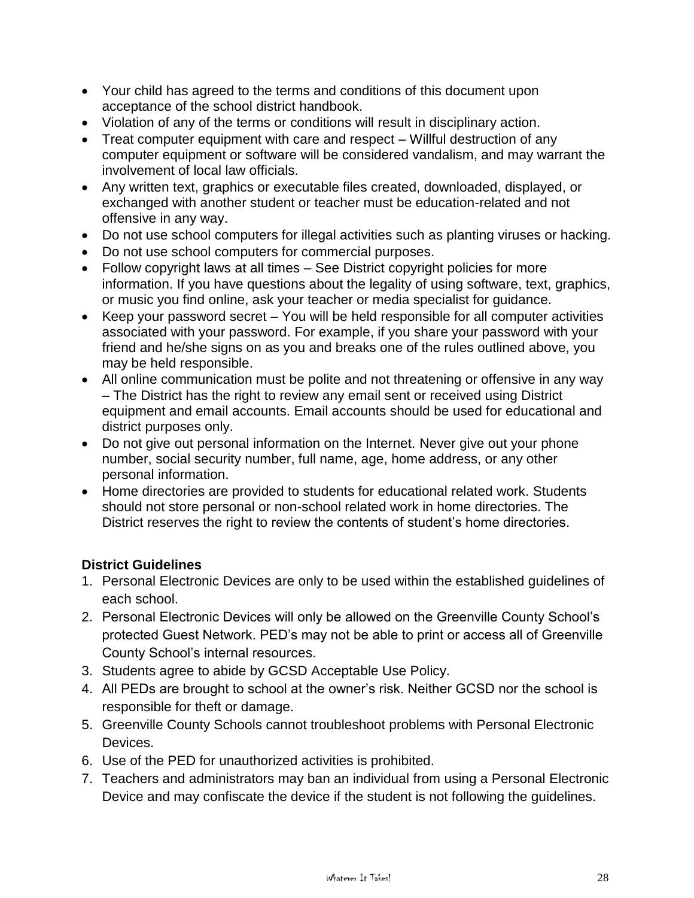- Your child has agreed to the terms and conditions of this document upon acceptance of the school district handbook.
- Violation of any of the terms or conditions will result in disciplinary action.
- Treat computer equipment with care and respect – Willful destruction of any computer equipment or software will be considered vandalism, and may warrant the involvement of local law officials.
- Any written text, graphics or executable files created, downloaded, displayed, or exchanged with another student or teacher must be education-related and not offensive in any way.
- Do not use school computers for illegal activities such as planting viruses or hacking.
- Do not use school computers for commercial purposes.
- Follow copyright laws at all times – See District copyright policies for more information. If you have questions about the legality of using software, text, graphics, or music you find online, ask your teacher or media specialist for guidance.
- Keep your password secret – You will be held responsible for all computer activities associated with your password. For example, if you share your password with your friend and he/she signs on as you and breaks one of the rules outlined above, you may be held responsible.
- All online communication must be polite and not threatening or offensive in any way – The District has the right to review any email sent or received using District equipment and email accounts. Email accounts should be used for educational and district purposes only.
- Do not give out personal information on the Internet. Never give out your phone number, social security number, full name, age, home address, or any other personal information.
- Home directories are provided to students for educational related work. Students should not store personal or non-school related work in home directories. The District reserves the right to review the contents of student's home directories.

**District Guidelines**

1. Personal Electronic Devices are only to be used within the established guidelines of each school.
2. Personal Electronic Devices will only be allowed on the Greenville County School's protected Guest Network. PED's may not be able to print or access all of Greenville County School's internal resources.
3. Students agree to abide by GCSD Acceptable Use Policy.
4. All PEDs are brought to school at the owner's risk. Neither GCSD nor the school is responsible for theft or damage.
5. Greenville County Schools cannot troubleshoot problems with Personal Electronic Devices.
6. Use of the PED for unauthorized activities is prohibited.
7. Teachers and administrators may ban an individual from using a Personal Electronic Device and may confiscate the device if the student is not following the guidelines.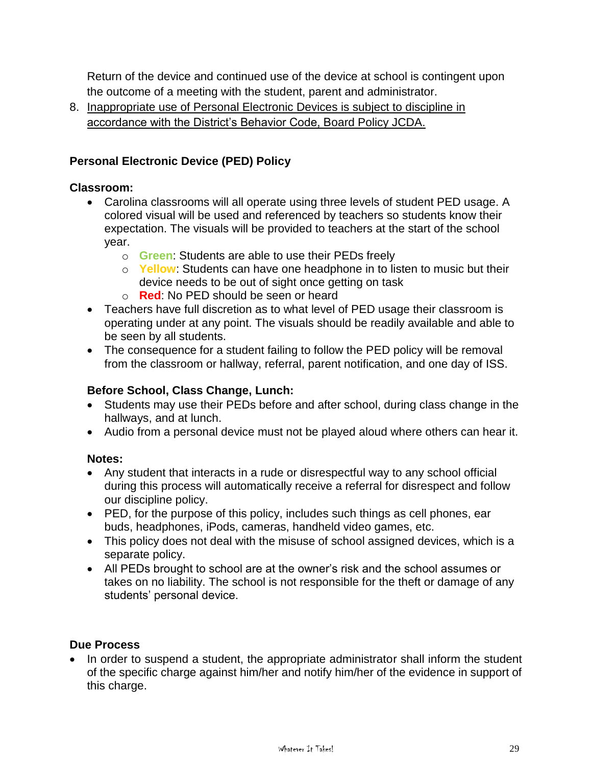Return of the device and continued use of the device at school is contingent upon the outcome of a meeting with the student, parent and administrator.

8. <u>Inappropriate use of Personal Electronic Devices is subject to discipline in accordance with the District's Behavior Code, Board Policy JCDA.</u>

**Personal Electronic Device (PED) Policy**

**Classroom:**

- Carolina classrooms will all operate using three levels of student PED usage. A colored visual will be used and referenced by teachers so students know their expectation. The visuals will be provided to teachers at the start of the school year.
  - **Green**: Students are able to use their PEDs freely
  - **Yellow**: Students can have one headphone in to listen to music but their device needs to be out of sight once getting on task
  - **Red**: No PED should be seen or heard
- Teachers have full discretion as to what level of PED usage their classroom is operating under at any point. The visuals should be readily available and able to be seen by all students.
- The consequence for a student failing to follow the PED policy will be removal from the classroom or hallway, referral, parent notification, and one day of ISS.

**Before School, Class Change, Lunch:**

- Students may use their PEDs before and after school, during class change in the hallways, and at lunch.
- Audio from a personal device must not be played aloud where others can hear it.

**Notes:**

- Any student that interacts in a rude or disrespectful way to any school official during this process will automatically receive a referral for disrespect and follow our discipline policy.
- PED, for the purpose of this policy, includes such things as cell phones, ear buds, headphones, iPods, cameras, handheld video games, etc.
- This policy does not deal with the misuse of school assigned devices, which is a separate policy.
- All PEDs brought to school are at the owner's risk and the school assumes or takes on no liability. The school is not responsible for the theft or damage of any students' personal device.

**Due Process**

- In order to suspend a student, the appropriate administrator shall inform the student of the specific charge against him/her and notify him/her of the evidence in support of this charge.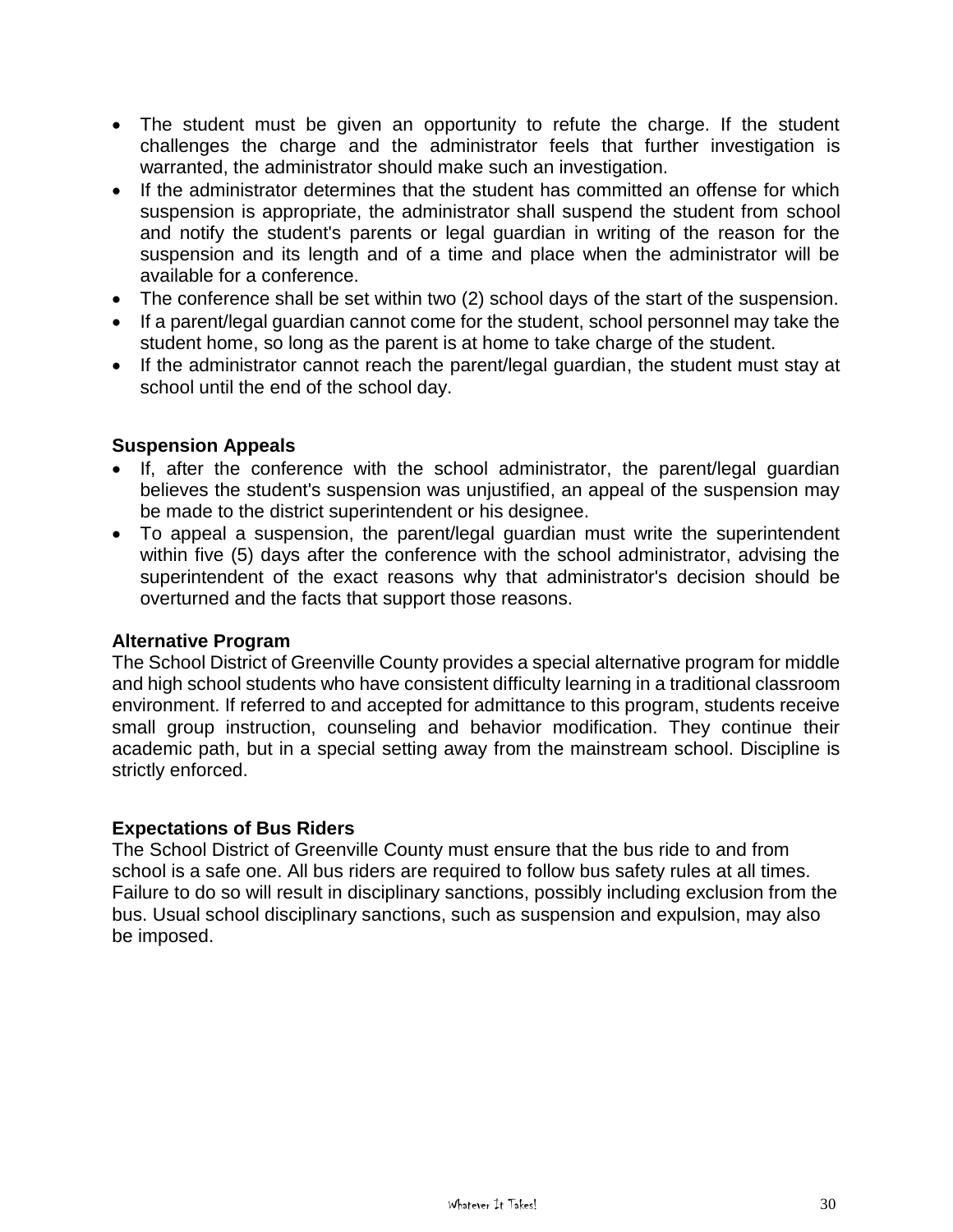- The student must be given an opportunity to refute the charge. If the student challenges the charge and the administrator feels that further investigation is warranted, the administrator should make such an investigation.
- If the administrator determines that the student has committed an offense for which suspension is appropriate, the administrator shall suspend the student from school and notify the student's parents or legal guardian in writing of the reason for the suspension and its length and of a time and place when the administrator will be available for a conference.
- The conference shall be set within two (2) school days of the start of the suspension.
- If a parent/legal guardian cannot come for the student, school personnel may take the student home, so long as the parent is at home to take charge of the student.
- If the administrator cannot reach the parent/legal guardian, the student must stay at school until the end of the school day.

**Suspension Appeals**

- If, after the conference with the school administrator, the parent/legal guardian believes the student's suspension was unjustified, an appeal of the suspension may be made to the district superintendent or his designee.
- To appeal a suspension, the parent/legal guardian must write the superintendent within five (5) days after the conference with the school administrator, advising the superintendent of the exact reasons why that administrator's decision should be overturned and the facts that support those reasons.

**Alternative Program**

The School District of Greenville County provides a special alternative program for middle and high school students who have consistent difficulty learning in a traditional classroom environment. If referred to and accepted for admittance to this program, students receive small group instruction, counseling and behavior modification. They continue their academic path, but in a special setting away from the mainstream school. Discipline is strictly enforced.

**Expectations of Bus Riders**

The School District of Greenville County must ensure that the bus ride to and from school is a safe one. All bus riders are required to follow bus safety rules at all times. Failure to do so will result in disciplinary sanctions, possibly including exclusion from the bus. Usual school disciplinary sanctions, such as suspension and expulsion, may also be imposed.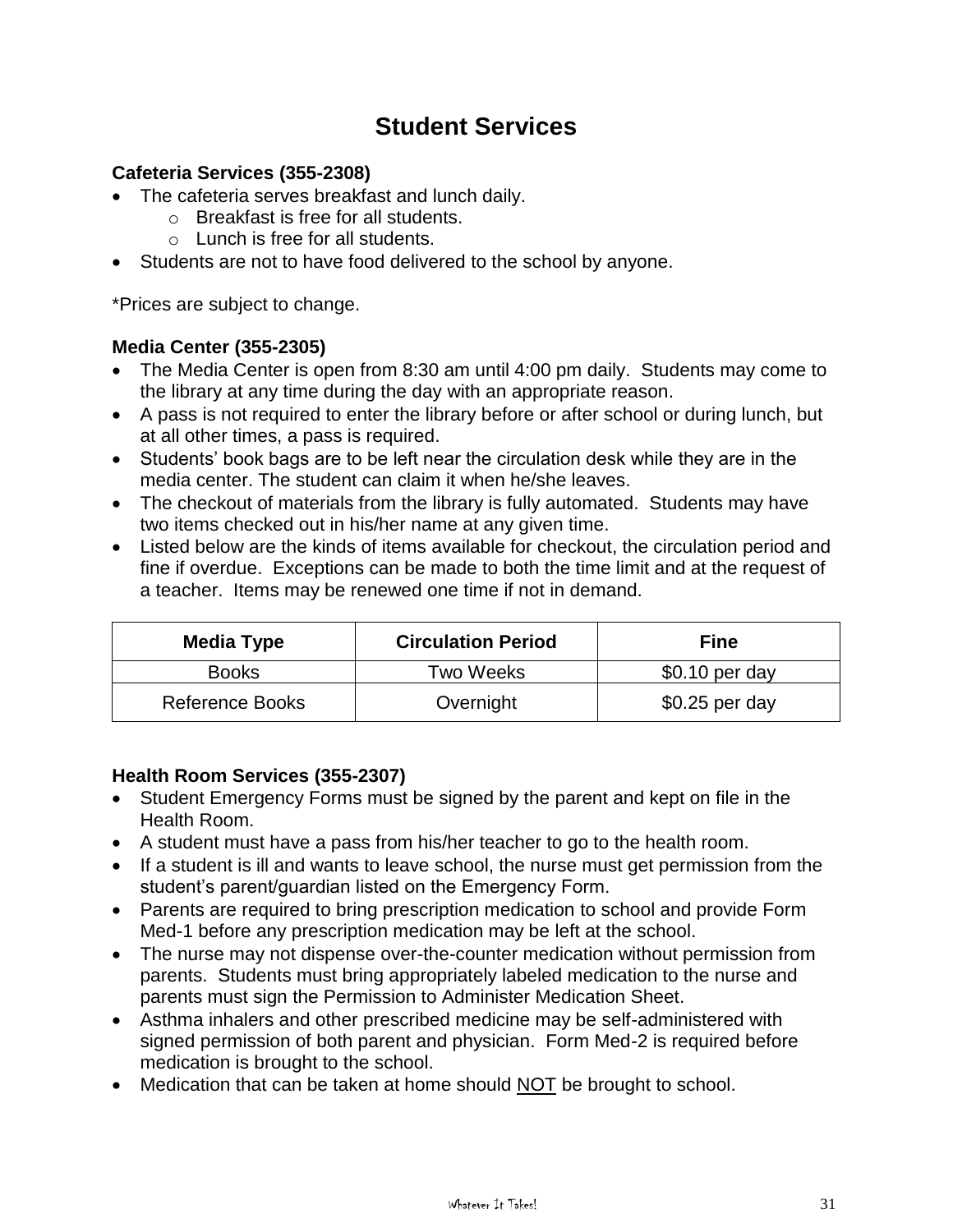# Student Services

**Cafeteria Services (355-2308)**

- The cafeteria serves breakfast and lunch daily.
    - Breakfast is free for all students.
    - Lunch is free for all students.
- Students are not to have food delivered to the school by anyone.

*Prices are subject to change.

**Media Center (355-2305)**

- The Media Center is open from 8:30 am until 4:00 pm daily. Students may come to the library at any time during the day with an appropriate reason.
- A pass is not required to enter the library before or after school or during lunch, but at all other times, a pass is required.
- Students' book bags are to be left near the circulation desk while they are in the media center. The student can claim it when he/she leaves.
- The checkout of materials from the library is fully automated. Students may have two items checked out in his/her name at any given time.
- Listed below are the kinds of items available for checkout, the circulation period and fine if overdue. Exceptions can be made to both the time limit and at the request of a teacher. Items may be renewed one time if not in demand.

| Media Type | Circulation Period | Fine |
|---|---|---|
| Books | Two Weeks | $0.10 per day |
| Reference Books | Overnight | $0.25 per day |

**Health Room Services (355-2307)**

- Student Emergency Forms must be signed by the parent and kept on file in the Health Room.
- A student must have a pass from his/her teacher to go to the health room.
- If a student is ill and wants to leave school, the nurse must get permission from the student's parent/guardian listed on the Emergency Form.
- Parents are required to bring prescription medication to school and provide Form Med-1 before any prescription medication may be left at the school.
- The nurse may not dispense over-the-counter medication without permission from parents. Students must bring appropriately labeled medication to the nurse and parents must sign the Permission to Administer Medication Sheet.
- Asthma inhalers and other prescribed medicine may be self-administered with signed permission of both parent and physician. Form Med-2 is required before medication is brought to the school.
- Medication that can be taken at home should NOT be brought to school.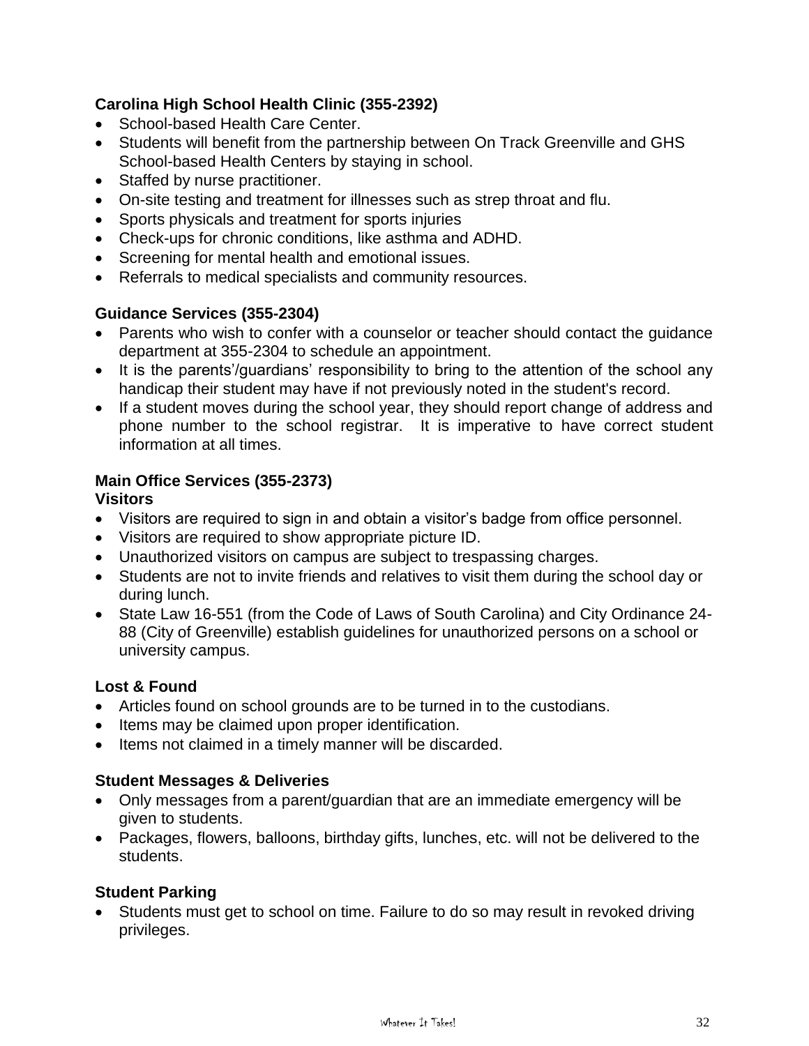**Carolina High School Health Clinic (355-2392)**

- School-based Health Care Center.
- Students will benefit from the partnership between On Track Greenville and GHS School-based Health Centers by staying in school.
- Staffed by nurse practitioner.
- On-site testing and treatment for illnesses such as strep throat and flu.
- Sports physicals and treatment for sports injuries
- Check-ups for chronic conditions, like asthma and ADHD.
- Screening for mental health and emotional issues.
- Referrals to medical specialists and community resources.

**Guidance Services (355-2304)**

- Parents who wish to confer with a counselor or teacher should contact the guidance department at 355-2304 to schedule an appointment.
- It is the parents'/guardians' responsibility to bring to the attention of the school any handicap their student may have if not previously noted in the student's record.
- If a student moves during the school year, they should report change of address and phone number to the school registrar. It is imperative to have correct student information at all times.

**Main Office Services (355-2373)**

**Visitors**

- Visitors are required to sign in and obtain a visitor's badge from office personnel.
- Visitors are required to show appropriate picture ID.
- Unauthorized visitors on campus are subject to trespassing charges.
- Students are not to invite friends and relatives to visit them during the school day or during lunch.
- State Law 16-551 (from the Code of Laws of South Carolina) and City Ordinance 24-88 (City of Greenville) establish guidelines for unauthorized persons on a school or university campus.

**Lost & Found**

- Articles found on school grounds are to be turned in to the custodians.
- Items may be claimed upon proper identification.
- Items not claimed in a timely manner will be discarded.

**Student Messages & Deliveries**

- Only messages from a parent/guardian that are an immediate emergency will be given to students.
- Packages, flowers, balloons, birthday gifts, lunches, etc. will not be delivered to the students.

**Student Parking**

- Students must get to school on time. Failure to do so may result in revoked driving privileges.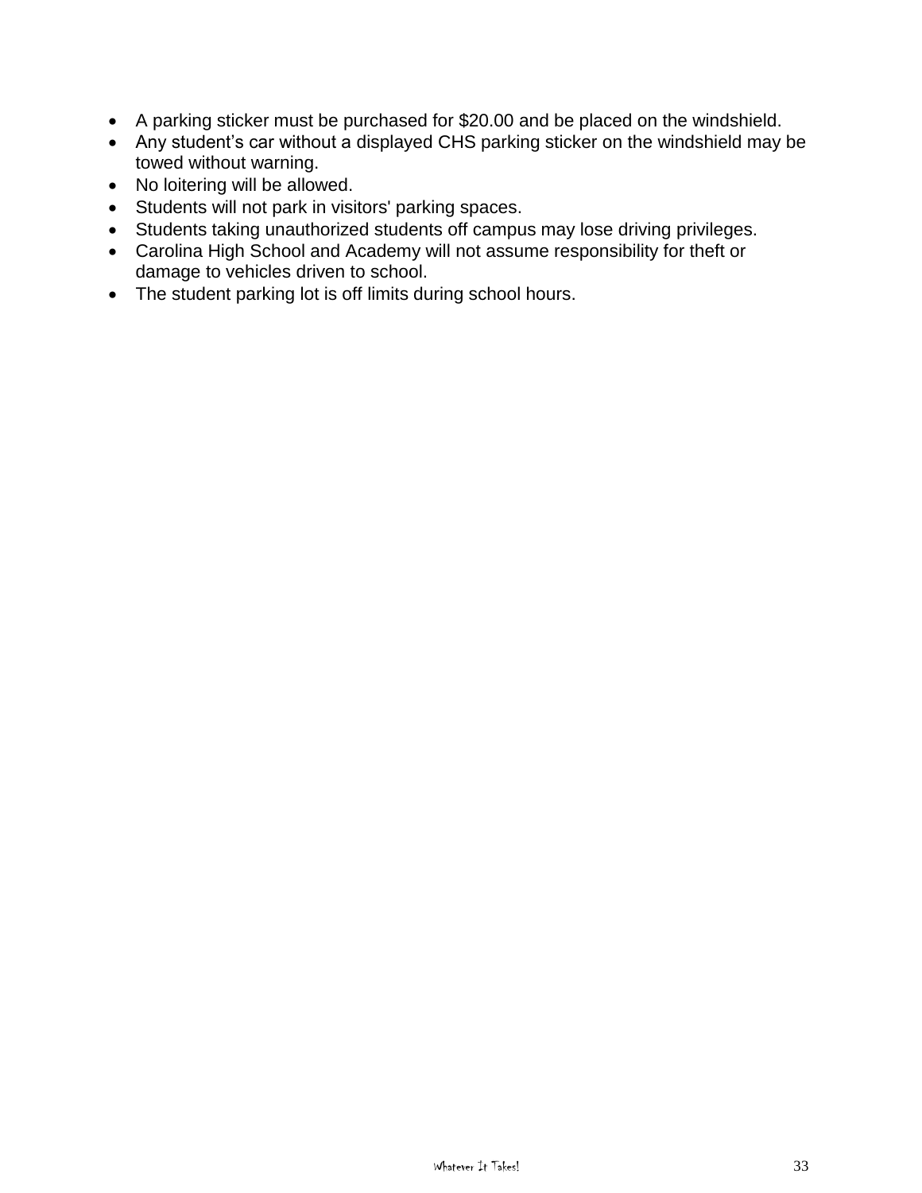- A parking sticker must be purchased for $20.00 and be placed on the windshield.
- Any student’s car without a displayed CHS parking sticker on the windshield may be towed without warning.
- No loitering will be allowed.
- Students will not park in visitors' parking spaces.
- Students taking unauthorized students off campus may lose driving privileges.
- Carolina High School and Academy will not assume responsibility for theft or damage to vehicles driven to school.
- The student parking lot is off limits during school hours.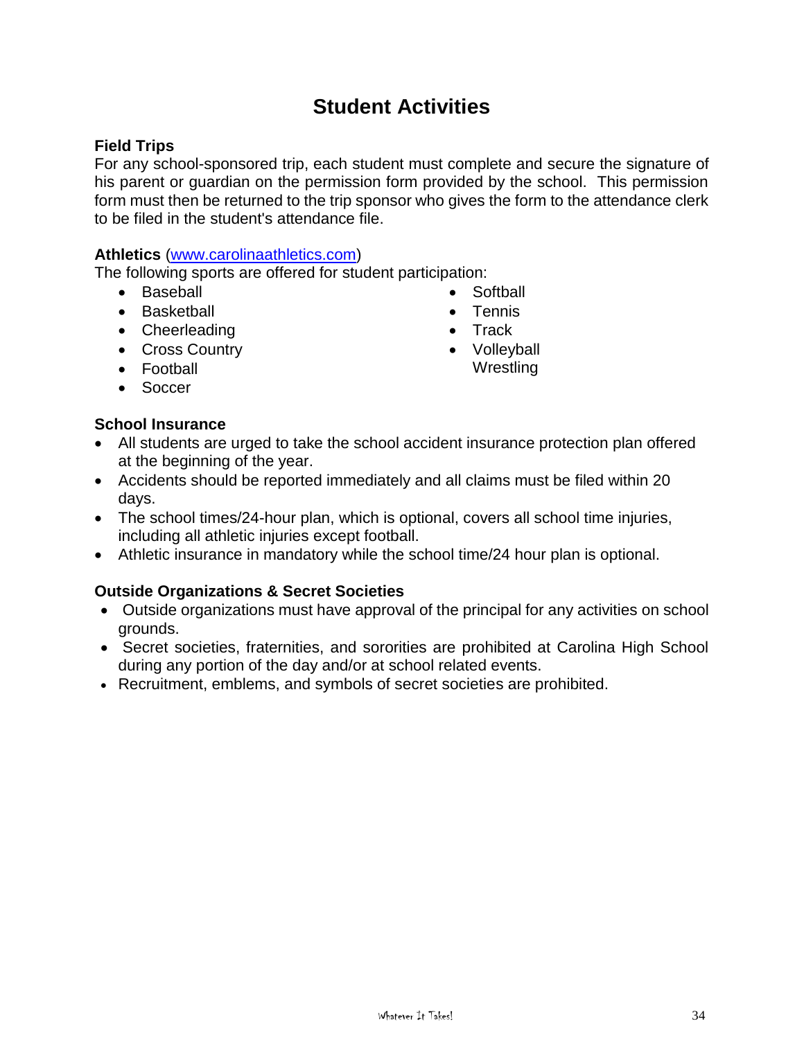# Student Activities

### Field Trips

For any school-sponsored trip, each student must complete and secure the signature of his parent or guardian on the permission form provided by the school. This permission form must then be returned to the trip sponsor who gives the form to the attendance clerk to be filed in the student's attendance file.

### Athletics (www.carolinaathletics.com)

The following sports are offered for student participation:

- Baseball
- Basketball
- Cheerleading
- Cross Country
- Football
- Soccer
- Softball
- Tennis
- Track
- Volleyball
  Wrestling

### School Insurance

- All students are urged to take the school accident insurance protection plan offered at the beginning of the year.
- Accidents should be reported immediately and all claims must be filed within 20 days.
- The school times/24-hour plan, which is optional, covers all school time injuries, including all athletic injuries except football.
- Athletic insurance in mandatory while the school time/24 hour plan is optional.

### Outside Organizations & Secret Societies

- Outside organizations must have approval of the principal for any activities on school grounds.
- Secret societies, fraternities, and sororities are prohibited at Carolina High School during any portion of the day and/or at school related events.
- Recruitment, emblems, and symbols of secret societies are prohibited.